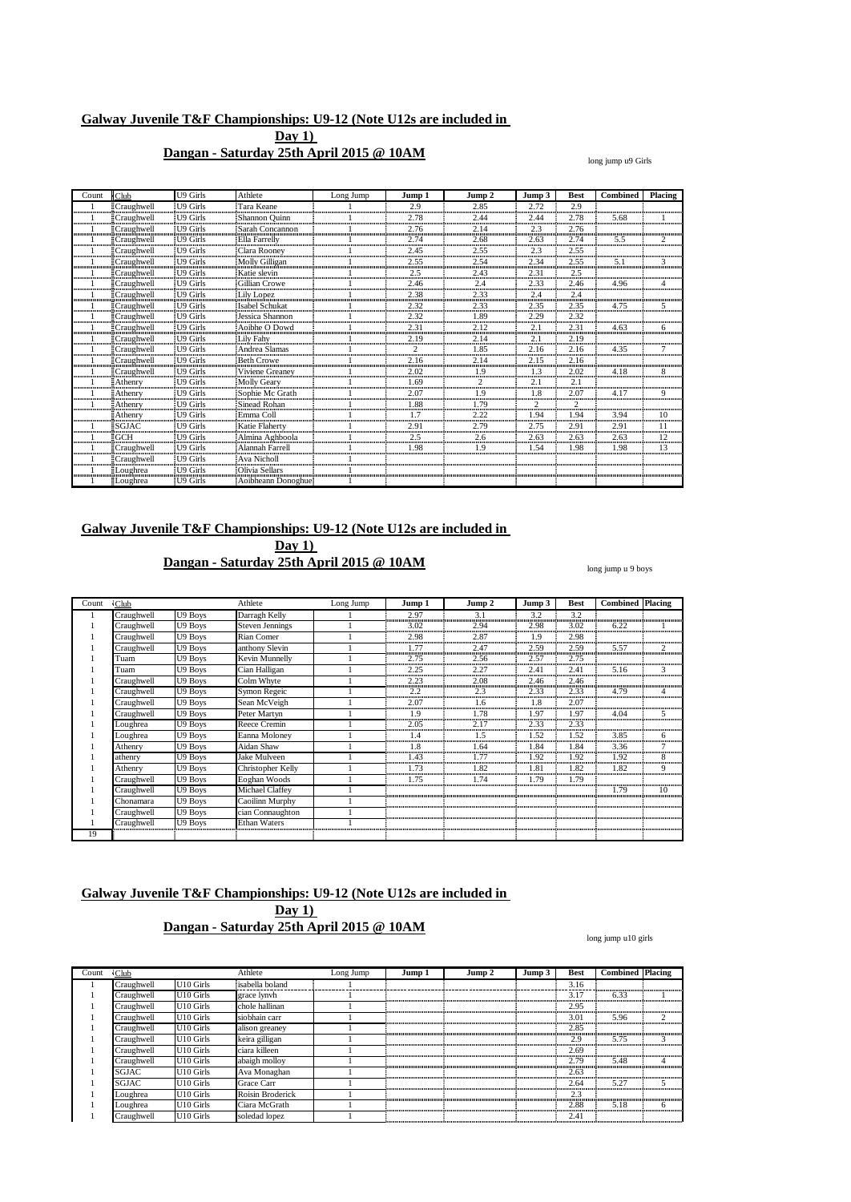## Galway Juvenile T&F Championships: U9-12 (Note U12s are included in Day 1)

## Dangan - Saturday 25th April 2015 @ 10AM

long jump u9 Girls

| Count | Club | U9 Girls | Athlete | Long Jump | Jump 1 | Jump 2 | Jump 3 | Best | Combined | Placing |
|---|---|---|---|---|---|---|---|---|---|---|
| 1 | Craughwell | U9 Girls | Tara Keane | 1 | 2.9 | 2.85 | 2.72 | 2.9 | | |
| 1 | Craughwell | U9 Girls | Shannon Quinn | 1 | 2.78 | 2.44 | 2.44 | 2.78 | 5.68 | 1 |
| 1 | Craughwell | U9 Girls | Sarah Concannon | 1 | 2.76 | 2.14 | 2.3 | 2.76 | | |
| 1 | Craughwell | U9 Girls | Ella Farrelly | 1 | 2.74 | 2.68 | 2.63 | 2.74 | 5.5 | 2 |
| 1 | Craughwell | U9 Girls | Clara Rooney | 1 | 2.45 | 2.55 | 2.3 | 2.55 | | |
| 1 | Craughwell | U9 Girls | Molly Gilligan | 1 | 2.55 | 2.54 | 2.34 | 2.55 | 5.1 | 3 |
| 1 | Craughwell | U9 Girls | Katie slevin | 1 | 2.5 | 2.43 | 2.31 | 2.5 | | |
| 1 | Craughwell | U9 Girls | Gillian Crowe | 1 | 2.46 | 2.4 | 2.33 | 2.46 | 4.96 | 4 |
| 1 | Craughwell | U9 Girls | Lily Lopez | 1 | 2.38 | 2.33 | 2.4 | 2.4 | | |
| 1 | Craughwell | U9 Girls | Isabel Schukat | 1 | 2.32 | 2.33 | 2.35 | 2.35 | 4.75 | 5 |
| 1 | Craughwell | U9 Girls | Jessica Shannon | 1 | 2.32 | 1.89 | 2.29 | 2.32 | | |
| 1 | Craughwell | U9 Girls | Aoibhe O Dowd | 1 | 2.31 | 2.12 | 2.1 | 2.31 | 4.63 | 6 |
| 1 | Craughwell | U9 Girls | Lily Fahy | 1 | 2.19 | 2.14 | 2.1 | 2.19 | | |
| 1 | Craughwell | U9 Girls | Andrea Slamas | 1 | 2 | 1.85 | 2.16 | 2.16 | 4.35 | 7 |
| 1 | Craughwell | U9 Girls | Beth Crowe | 1 | 2.16 | 2.14 | 2.15 | 2.16 | | |
| 1 | Craughwell | U9 Girls | Viviene Greaney | 1 | 2.02 | 1.9 | 1.3 | 2.02 | 4.18 | 8 |
| 1 | Athenry | U9 Girls | Molly Geary | 1 | 1.69 | 2 | 2.1 | 2.1 | | |
| 1 | Athenry | U9 Girls | Sophie Mc Grath | 1 | 2.07 | 1.9 | 1.8 | 2.07 | 4.17 | 9 |
| 1 | Athenry | U9 Girls | Sinead Rohan | 1 | 1.88 | 1.79 | 2 | 2 | | |
| 1 | Athenry | U9 Girls | Emma Coll | 1 | 1.7 | 2.22 | 1.94 | 1.94 | 3.94 | 10 |
| 1 | SGJAC | U9 Girls | Katie Flaherty | 1 | 2.91 | 2.79 | 2.75 | 2.91 | 2.91 | 11 |
| 1 | GCH | U9 Girls | Almina Agbboola | 1 | 2.5 | 2.6 | 2.63 | 2.63 | 2.63 | 12 |
| 1 | Craughwell | U9 Girls | Alannah Farrell | 1 | 1.98 | 1.9 | 1.54 | 1.98 | 1.98 | 13 |
| 1 | Craughwell | U9 Girls | Ava Nicholl | 1 | | | | | | |
| 1 | Loughrea | U9 Girls | Olivia Sellars | 1 | | | | | | |
| 1 | Loughrea | U9 Girls | Aoibheann Donoghue | 1 | | | | | | |

## Galway Juvenile T&F Championships: U9-12 (Note U12s are included in Day 1)

## Dangan - Saturday 25th April 2015 @ 10AM

long jump u 9 boys

| Count | Club | | Athlete | Long Jump | Jump 1 | Jump 2 | Jump 3 | Best | Combined | Placing |
|---|---|---|---|---|---|---|---|---|---|---|
| 1 | Craughwell | U9 Boys | Darragh Kelly | 1 | 2.97 | 3.1 | 3.2 | 3.2 | | |
| 1 | Craughwell | U9 Boys | Steven Jennings | 1 | 3.02 | 2.94 | 2.98 | 3.02 | 6.22 | 1 |
| 1 | Craughwell | U9 Boys | Rian Comer | 1 | 2.98 | 2.87 | 1.9 | 2.98 | | |
| 1 | Craughwell | U9 Boys | anthony Slevin | 1 | 1.77 | 2.47 | 2.59 | 2.59 | 5.57 | 2 |
| 1 | Tuam | U9 Boys | Kevin Munnelly | 1 | 2.75 | 2.56 | 2.57 | 2.75 | | |
| 1 | Tuam | U9 Boys | Cian Halligan | 1 | 2.25 | 2.27 | 2.41 | 2.41 | 5.16 | 3 |
| 1 | Craughwell | U9 Boys | Colm Whyte | 1 | 2.23 | 2.08 | 2.46 | 2.46 | | |
| 1 | Craughwell | U9 Boys | Symon Regeic | 1 | 2.2 | 2.3 | 2.33 | 2.33 | 4.79 | 4 |
| 1 | Craughwell | U9 Boys | Sean McVeigh | 1 | 2.07 | 1.6 | 1.8 | 2.07 | | |
| 1 | Craughwell | U9 Boys | Peter Martyn | 1 | 1.9 | 1.78 | 1.97 | 1.97 | 4.04 | 5 |
| 1 | Loughrea | U9 Boys | Reece Cremin | 1 | 2.05 | 2.17 | 2.33 | 2.33 | | |
| 1 | Loughrea | U9 Boys | Eanna Moloney | 1 | 1.4 | 1.5 | 1.52 | 1.52 | 3.85 | 6 |
| 1 | Athenry | U9 Boys | Aidan Shaw | 1 | 1.8 | 1.64 | 1.84 | 1.84 | 3.36 | 7 |
| 1 | athenry | U9 Boys | Jake Mulveen | 1 | 1.43 | 1.77 | 1.92 | 1.92 | 1.92 | 8 |
| 1 | Athenry | U9 Boys | Christopher Kelly | 1 | 1.73 | 1.82 | 1.81 | 1.82 | 1.82 | 9 |
| 1 | Craughwell | U9 Boys | Eoghan Woods | 1 | 1.75 | 1.74 | 1.79 | 1.79 | | |
| 1 | Craughwell | U9 Boys | Michael Claffey | 1 | | | | | 1.79 | 10 |
| 1 | Chonamara | U9 Boys | Caoilinn Murphy | 1 | | | | | | |
| 1 | Craughwell | U9 Boys | cian Connaughton | 1 | | | | | | |
| 1 | Craughwell | U9 Boys | Ethan Waters | 1 | | | | | | |
| 19 | | | | | | | | | | |

## Galway Juvenile T&F Championships: U9-12 (Note U12s are included in Day 1)

## Dangan - Saturday 25th April 2015 @ 10AM

long jump u10 girls

| Count | Club | | Athlete | Long Jump | Jump 1 | Jump 2 | Jump 3 | Best | Combined | Placing |
|---|---|---|---|---|---|---|---|---|---|---|
| 1 | Craughwell | U10 Girls | isabella boland | 1 | | | | 3.16 | | |
| 1 | Craughwell | U10 Girls | grace lynvh | 1 | | | | 3.17 | 6.33 | 1 |
| 1 | Craughwell | U10 Girls | chole hallinan | 1 | | | | 2.95 | | |
| 1 | Craughwell | U10 Girls | siobhain carr | 1 | | | | 3.01 | 5.96 | 2 |
| 1 | Craughwell | U10 Girls | alison greaney | 1 | | | | 2.85 | | |
| 1 | Craughwell | U10 Girls | keira gilligan | 1 | | | | 2.9 | 5.75 | 3 |
| 1 | Craughwell | U10 Girls | ciara killeen | 1 | | | | 2.69 | | |
| 1 | Craughwell | U10 Girls | abaigh molloy | 1 | | | | 2.79 | 5.48 | 4 |
| 1 | SGJAC | U10 Girls | Ava Monaghan | 1 | | | | 2.63 | | |
| 1 | SGJAC | U10 Girls | Grace Carr | 1 | | | | 2.64 | 5.27 | 5 |
| 1 | Loughrea | U10 Girls | Roisin Broderick | 1 | | | | 2.3 | | |
| 1 | Loughrea | U10 Girls | Ciara McGrath | 1 | | | | 2.88 | 5.18 | 6 |
| 1 | Craughwell | U10 Girls | soledad lopez | 1 | | | | 2.41 | | |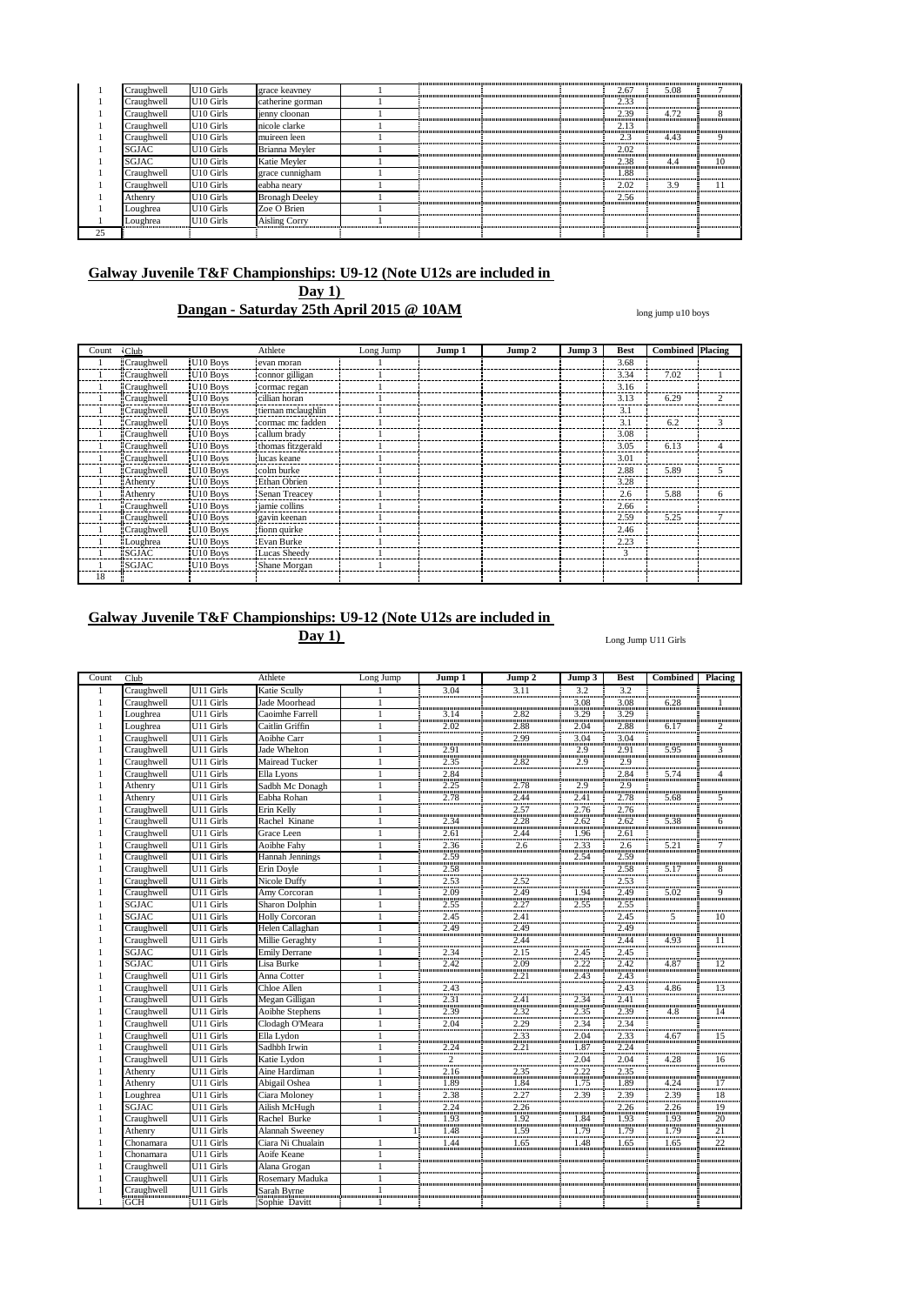| | | | | | | | | | | |
|---|---|---|---|---|---|---|---|---|---|---|
| 1 | Craughwell | U10 Girls | grace keavney | 1 | | | | 2.67 | 5.08 | 7 |
| 1 | Craughwell | U10 Girls | catherine gorman | 1 | | | | 2.33 | | |
| 1 | Craughwell | U10 Girls | jenny cloonan | 1 | | | | 2.39 | 4.72 | 8 |
| 1 | Craughwell | U10 Girls | nicole clarke | 1 | | | | 2.13 | | |
| 1 | Craughwell | U10 Girls | muireen leen | 1 | | | | 2.3 | 4.43 | 9 |
| 1 | SGJAC | U10 Girls | Brianna Meyler | 1 | | | | 2.02 | | |
| 1 | SGJAC | U10 Girls | Katie Meyler | 1 | | | | 2.38 | 4.4 | 10 |
| 1 | Craughwell | U10 Girls | grace cunnigham | 1 | | | | 1.88 | | |
| 1 | Craughwell | U10 Girls | eabha neary | 1 | | | | 2.02 | 3.9 | 11 |
| 1 | Athenry | U10 Girls | Bronagh Deeley | 1 | | | | 2.56 | | |
| 1 | Loughrea | U10 Girls | Zoe O Brien | 1 | | | | | | |
| 1 | Loughrea | U10 Girls | Aisling Corry | 1 | | | | | | |
| 25 | | | | | | | | | | |

## Galway Juvenile T&F Championships: U9-12 (Note U12s are included in Day 1)

## Dangan - Saturday 25th April 2015 @ 10AM

long jump u10 boys

| Count | Club | | Athlete | Long Jump | Jump 1 | Jump 2 | Jump 3 | Best | Combined | Placing |
|---|---|---|---|---|---|---|---|---|---|---|
| 1 | Craughwell | U10 Boys | evan moran | 1 | | | | 3.68 | | |
| 1 | Craughwell | U10 Boys | connor gilligan | 1 | | | | 3.34 | 7.02 | 1 |
| 1 | Craughwell | U10 Boys | cormac regan | 1 | | | | 3.16 | | |
| 1 | Craughwell | U10 Boys | cillian horan | 1 | | | | 3.13 | 6.29 | 2 |
| 1 | Craughwell | U10 Boys | tiernan mclaughlin | 1 | | | | 3.1 | | |
| 1 | Craughwell | U10 Boys | cormac mc fadden | 1 | | | | 3.1 | 6.2 | 3 |
| 1 | Craughwell | U10 Boys | callum brady | 1 | | | | 3.08 | | |
| 1 | Craughwell | U10 Boys | thomas fitzgerald | 1 | | | | 3.05 | 6.13 | 4 |
| 1 | Craughwell | U10 Boys | lucas keane | 1 | | | | 3.01 | | |
| 1 | Craughwell | U10 Boys | colm burke | 1 | | | | 2.88 | 5.89 | 5 |
| 1 | Athenry | U10 Boys | Ethan Obrien | 1 | | | | 3.28 | | |
| 1 | Athenry | U10 Boys | Senan Treacey | 1 | | | | 2.6 | 5.88 | 6 |
| 1 | Craughwell | U10 Boys | jamie collins | 1 | | | | 2.66 | | |
| 1 | Craughwell | U10 Boys | gavin keenan | 1 | | | | 2.59 | 5.25 | 7 |
| 1 | Craughwell | U10 Boys | fionn quirke | 1 | | | | 2.46 | | |
| 1 | Loughrea | U10 Boys | Evan Burke | 1 | | | | 2.23 | | |
| 1 | SGJAC | U10 Boys | Lucas Sheedy | 1 | | | | 3 | | |
| 1 | SGJAC | U10 Boys | Shane Morgan | 1 | | | | | | |
| 18 | | | | | | | | | | |

## Galway Juvenile T&F Championships: U9-12 (Note U12s are included in Day 1)

Long Jump U11 Girls

| Count | Club | | Athlete | Long Jump | Jump 1 | Jump 2 | Jump 3 | Best | Combined | Placing |
|---|---|---|---|---|---|---|---|---|---|---|
| 1 | Craughwell | U11 Girls | Katie Scully | 1 | 3.04 | 3.11 | 3.2 | 3.2 | | |
| 1 | Craughwell | U11 Girls | Jade Moorhead | 1 | | | 3.08 | 3.08 | 6.28 | 1 |
| 1 | Loughrea | U11 Girls | Caoimhe Farrell | 1 | 3.14 | 2.82 | 3.29 | 3.29 | | |
| 1 | Loughrea | U11 Girls | Caitlin Griffin | 1 | 2.02 | 2.88 | 2.04 | 2.88 | 6.17 | 2 |
| 1 | Craughwell | U11 Girls | Aoibhe Carr | 1 | | 2.99 | 3.04 | 3.04 | | |
| 1 | Craughwell | U11 Girls | Jade Whelton | 1 | 2.91 | | 2.9 | 2.91 | 5.95 | 3 |
| 1 | Craughwell | U11 Girls | Mairead Tucker | 1 | 2.35 | 2.82 | 2.9 | 2.9 | | |
| 1 | Craughwell | U11 Girls | Ella Lyons | 1 | 2.84 | | | 2.84 | 5.74 | 4 |
| 1 | Athenry | U11 Girls | Sadbh Mc Donagh | 1 | 2.25 | 2.78 | 2.9 | 2.9 | | |
| 1 | Athenry | U11 Girls | Eabha Rohan | 1 | 2.78 | 2.44 | 2.41 | 2.78 | 5.68 | 5 |
| 1 | Craughwell | U11 Girls | Erin Kelly | 1 | | 2.57 | 2.76 | 2.76 | | |
| 1 | Craughwell | U11 Girls | Rachel Kinane | 1 | 2.34 | 2.28 | 2.62 | 2.62 | 5.38 | 6 |
| 1 | Craughwell | U11 Girls | Grace Leen | 1 | 2.61 | 2.44 | 1.96 | 2.61 | | |
| 1 | Craughwell | U11 Girls | Aoibhe Fahy | 1 | 2.36 | 2.6 | 2.33 | 2.6 | 5.21 | 7 |
| 1 | Craughwell | U11 Girls | Hannah Jennings | 1 | 2.59 | | 2.54 | 2.59 | | |
| 1 | Craughwell | U11 Girls | Erin Doyle | 1 | 2.58 | | | 2.58 | 5.17 | 8 |
| 1 | Craughwell | U11 Girls | Nicole Duffy | 1 | 2.53 | 2.52 | | 2.53 | | |
| 1 | Craughwell | U11 Girls | Amy Corcoran | 1 | 2.09 | 2.49 | 1.94 | 2.49 | 5.02 | 9 |
| 1 | SGJAC | U11 Girls | Sharon Dolphin | 1 | 2.55 | 2.27 | 2.55 | 2.55 | | |
| 1 | SGJAC | U11 Girls | Holly Corcoran | 1 | 2.45 | 2.41 | | 2.45 | 5 | 10 |
| 1 | Craughwell | U11 Girls | Helen Callaghan | 1 | 2.49 | 2.49 | | 2.49 | | |
| 1 | Craughwell | U11 Girls | Millie Geraghty | 1 | | 2.44 | | 2.44 | 4.93 | 11 |
| 1 | SGJAC | U11 Girls | Emily Derrane | 1 | 2.34 | 2.15 | 2.45 | 2.45 | | |
| 1 | SGJAC | U11 Girls | Lisa Burke | 1 | 2.42 | 2.09 | 2.22 | 2.42 | 4.87 | 12 |
| 1 | Craughwell | U11 Girls | Anna Cotter | 1 | | 2.21 | 2.43 | 2.43 | | |
| 1 | Craughwell | U11 Girls | Chloe Allen | 1 | 2.43 | | | 2.43 | 4.86 | 13 |
| 1 | Craughwell | U11 Girls | Megan Gilligan | 1 | 2.31 | 2.41 | 2.34 | 2.41 | | |
| 1 | Craughwell | U11 Girls | Aoibhe Stephens | 1 | 2.39 | 2.32 | 2.35 | 2.39 | 4.8 | 14 |
| 1 | Craughwell | U11 Girls | Clodagh O'Meara | 1 | 2.04 | 2.29 | 2.34 | 2.34 | | |
| 1 | Craughwell | U11 Girls | Ella Lydon | 1 | | 2.33 | 2.04 | 2.33 | 4.67 | 15 |
| 1 | Craughwell | U11 Girls | Sadhbh Irwin | 1 | 2.24 | 2.21 | 1.87 | 2.24 | | |
| 1 | Craughwell | U11 Girls | Katie Lydon | 1 | 2 | | 2.04 | 2.04 | 4.28 | 16 |
| 1 | Athenry | U11 Girls | Aine Hardiman | 1 | 2.16 | 2.35 | 2.22 | 2.35 | | |
| 1 | Athenry | U11 Girls | Abigail Oshea | 1 | 1.89 | 1.84 | 1.75 | 1.89 | 4.24 | 17 |
| 1 | Loughrea | U11 Girls | Ciara Moloney | 1 | 2.38 | 2.27 | 2.39 | 2.39 | 2.39 | 18 |
| 1 | SGJAC | U11 Girls | Ailish McHugh | 1 | 2.24 | 2.26 | | 2.26 | 2.26 | 19 |
| 1 | Craughwell | U11 Girls | Rachel Burke | 1 | 1.93 | 1.92 | 1.84 | 1.93 | 1.93 | 20 |
| 1 | Athenry | U11 Girls | Alannah Sweeney | 1 | 1.48 | 1.59 | 1.79 | 1.79 | 1.79 | 21 |
| 1 | Chonamara | U11 Girls | Ciara Ni Chualain | 1 | 1.44 | 1.65 | 1.48 | 1.65 | 1.65 | 22 |
| 1 | Chonamara | U11 Girls | Aoife Keane | 1 | | | | | | |
| 1 | Craughwell | U11 Girls | Alana Grogan | 1 | | | | | | |
| 1 | Craughwell | U11 Girls | Rosemary Maduka | 1 | | | | | | |
| 1 | Craughwell | U11 Girls | Sarah Byrne | 1 | | | | | | |
| 1 | GCH | U11 Girls | Sophie Davitt | 1 | | | | | | |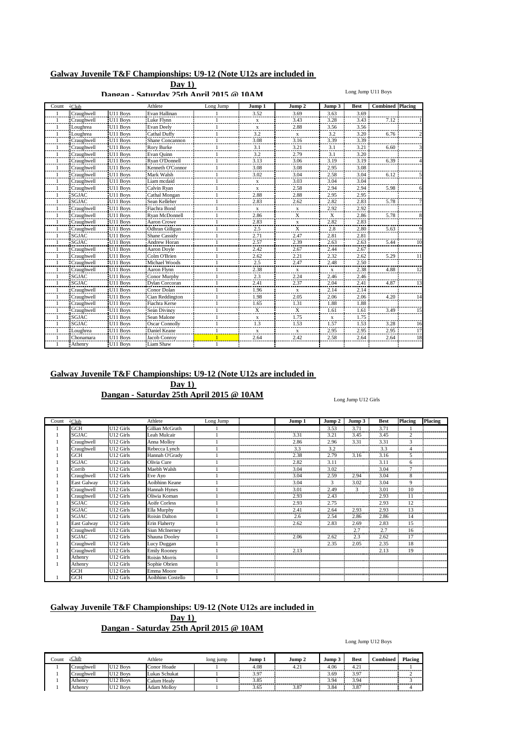## Galway Juvenile T&F Championships: U9-12 (Note U12s are included in Day 1)

### Dangan - Saturday 25th April 2015 @ 10AM

Long Jump U11 Boys

| Count | Club | | Athlete | Long Jump | Jump 1 | Jump 2 | Jump 3 | Best | Combined | Placing |
|---|---|---|---|---|---|---|---|---|---|---|
| 1 | Craughwell | U11 Boys | Evan Hallinan | 1 | 3.52 | 3.69 | 3.63 | 3.69 | | |
| 1 | Craughwell | U11 Boys | Luke Flynn | 1 | x | 3.43 | 3.28 | 3.43 | 7.12 | 1 |
| 1 | Loughrea | U11 Boys | Evan Deely | 1 | x | 2.88 | 3.56 | 3.56 | | |
| 1 | Loughrea | U11 Boys | Cathal Duffy | 1 | 3.2 | x | 3.2 | 3.20 | 6.76 | 2 |
| 1 | Craughwell | U11 Boys | Shane Concannon | 1 | 3.08 | 3.16 | 3.39 | 3.39 | | |
| 1 | Craughwell | U11 Boys | Rory Burke | 1 | 3.1 | 3.21 | 3.1 | 3.21 | 6.60 | 3 |
| 1 | Craughwell | U11 Boys | Evan Quinn | 1 | 3.2 | 2.79 | 3.1 | 3.20 | | |
| 1 | Craughwell | U11 Boys | Ryan O'Donnell | 1 | 3.13 | 3.06 | 3.19 | 3.19 | 6.39 | 4 |
| 1 | Craughwell | U11 Boys | Kenneth O'Connor | 1 | 3.08 | 3.08 | 2.95 | 3.08 | | |
| 1 | Craughwell | U11 Boys | Mark Walsh | 1 | 3.02 | 3.04 | 2.58 | 3.04 | 6.12 | 5 |
| 1 | Craughwell | U11 Boys | Liam mcdaid | 1 | x | 3.03 | 3.04 | 3.04 | | |
| 1 | Craughwell | U11 Boys | Calvin Ryan | 1 | x | 2.58 | 2.94 | 2.94 | 5.98 | 6 |
| 1 | SGJAC | U11 Boys | Cathal Mongan | 1 | 2.88 | 2.88 | 2.95 | 2.95 | | |
| 1 | SGJAC | U11 Boys | Sean Kelleher | 1 | 2.83 | 2.62 | 2.82 | 2.83 | 5.78 | 7 |
| 1 | Craughwell | U11 Boys | Fiachra Bond | 1 | | x | 2.92 | 2.92 | | |
| 1 | Craughwell | U11 Boys | Ryan McDonnell | 1 | 2.86 | X | X | 2.86 | 5.78 | 8 |
| 1 | Craughwell | U11 Boys | Aaron Crowe | 1 | 2.83 | x | 2.82 | 2.83 | | |
| 1 | Craughwell | U11 Boys | Odhran Gilligan | 1 | 2.5 | X | 2.8 | 2.80 | 5.63 | 9 |
| 1 | SGJAC | U11 Boys | Shane Cassidy | 1 | 2.71 | 2.47 | 2.81 | 2.81 | | |
| 1 | SGJAC | U11 Boys | Andrew Horan | 1 | 2.57 | 2.39 | 2.63 | 2.63 | 5.44 | 10 |
| 1 | Craughwell | U11 Boys | Aaron Doyle | 1 | 2.42 | 2.67 | 2.44 | 2.67 | | |
| 1 | Craughwell | U11 Boys | Colm O'Brien | 1 | 2.62 | 2.21 | 2.32 | 2.62 | 5.29 | 11 |
| 1 | Craughwell | U11 Boys | Michael Woods | 1 | 2.5 | 2.47 | 2.48 | 2.50 | | |
| 1 | Craughwell | U11 Boys | Aaron Flynn | 1 | 2.38 | x | x | 2.38 | 4.88 | 12 |
| 1 | SGJAC | U11 Boys | Conor Murphy | 1 | 2.3 | 2.24 | 2.46 | 2.46 | | |
| 1 | SGJAC | U11 Boys | Dylan Corcoran | 1 | 2.41 | 2.37 | 2.04 | 2.41 | 4.87 | 13 |
| 1 | Craughwell | U11 Boys | Conor Dolan | 1 | 1.96 | x | 2.14 | 2.14 | | |
| 1 | Craughwell | U11 Boys | Cian Reddington | 1 | 1.98 | 2.05 | 2.06 | 2.06 | 4.20 | 14 |
| 1 | Craughwell | U11 Boys | Fiachra Kerse | 1 | 1.65 | 1.31 | 1.88 | 1.88 | | |
| 1 | Craughwell | U11 Boys | Seán Diviney | 1 | X | X | 1.61 | 1.61 | 3.49 | 15 |
| 1 | SGJAC | U11 Boys | Sean Malone | 1 | x | 1.75 | x | 1.75 | | |
| 1 | SGJAC | U11 Boys | Oscar Connolly | 1 | 1.3 | 1.53 | 1.57 | 1.53 | 3.28 | 16 |
| 1 | Loughrea | U11 Boys | Daniel Keane | 1 | x | x | 2.95 | 2.95 | 2.95 | 17 |
| 1 | Chonamara | U11 Boys | Jacob Conroy | 1 | 2.64 | 2.42 | 2.58 | 2.64 | 2.64 | 18 |
| 1 | Athenry | U11 Boys | Liam Shaw | 1 | | | | | | |

## Galway Juvenile T&F Championships: U9-12 (Note U12s are included in Day 1)

### Dangan - Saturday 25th April 2015 @ 10AM

Long Jump U12 Girls

| Count | Club | | Athlete | Long Jump | Jump 1 | Jump 2 | Jump 3 | Best | Placing | Placing |
|---|---|---|---|---|---|---|---|---|---|---|
| 1 | GCH | U12 Girls | Gillian McGrath | 1 | | 3.53 | 3.71 | 3.71 | 1 | |
| 1 | SGJAC | U12 Girls | Leah Mulcair | 1 | 3.31 | 3.21 | 3.45 | 3.45 | 2 | |
| 1 | Craughwell | U12 Girls | Anna Molloy | 1 | 2.86 | 2.96 | 3.31 | 3.31 | 3 | |
| 1 | Craughwell | U12 Girls | Rebecca Lynch | 1 | 3.3 | 3.2 | | 3.3 | 4 | |
| 1 | GCH | U12 Girls | Hannah O'Grady | 1 | 2.38 | 2.79 | 3.16 | 3.16 | 5 | |
| 1 | SGJAC | U12 Girls | Olivia Cure | 1 | 2.82 | 3.11 | | 3.11 | 6 | |
| 1 | Corrib | U12 Girls | Maebh Walsh | 1 | 3.04 | 3.02 | | 3.04 | 7 | |
| 1 | Craughwell | U12 Girls | Eve Ayo | 1 | 3.04 | 2.59 | 2.94 | 3.04 | 8 | |
| 1 | East Galway | U12 Girls | Aoibhinn Keane | 1 | 3.04 | 3 | 3.02 | 3.04 | 9 | |
| 1 | Craughwell | U12 Girls | Hannah Hynes | 1 | 3.01 | 2.49 | 3 | 3.01 | 10 | |
| 1 | Craughwell | U12 Girls | Oliwia Koman | 1 | 2.93 | 2.43 | | 2.93 | 11 | |
| 1 | SGJAC | U12 Girls | Aoife Corless | 1 | 2.93 | 2.75 | | 2.93 | 12 | |
| 1 | SGJAC | U12 Girls | Ella Murphy | 1 | 2.41 | 2.64 | 2.93 | 2.93 | 13 | |
| 1 | SGJAC | U12 Girls | Roisin Dalton | 1 | 2.6 | 2.54 | 2.86 | 2.86 | 14 | |
| 1 | East Galway | U12 Girls | Erin Flaherty | 1 | 2.62 | 2.83 | 2.69 | 2.83 | 15 | |
| 1 | Craughwell | U12 Girls | Siun McInerney | 1 | | | 2.7 | 2.7 | 16 | |
| 1 | SGJAC | U12 Girls | Shauna Dooley | 1 | 2.06 | 2.62 | 2.3 | 2.62 | 17 | |
| 1 | Craughwell | U12 Girls | Lucy Duggan | 1 | | 2.35 | 2.05 | 2.35 | 18 | |
| 1 | Craughwell | U12 Girls | Emily Rooney | 1 | 2.13 | | | 2.13 | 19 | |
| 1 | Athenry | U12 Girls | Roisin Morris | 1 | | | | | | |
| 1 | Athenry | U12 Girls | Sophie Obrien | 1 | | | | | | |
| | GCH | U12 Girls | Emma Moore | 1 | | | | | | |
| 1 | GCH | U12 Girls | Aoibhinn Costello | 1 | | | | | | |

## Galway Juvenile T&F Championships: U9-12 (Note U12s are included in Day 1)

### Dangan - Saturday 25th April 2015 @ 10AM

Long Jump U12 Boys

| Count | Club | | Athlete | long jump | Jump 1 | Jump 2 | Jump 3 | Best | Combined | Placing |
|---|---|---|---|---|---|---|---|---|---|---|
| 1 | Craughwell | U12 Boys | Conor Hoade | 1 | 4.08 | 4.21 | 4.06 | 4.21 | | 1 |
| 1 | Craughwell | U12 Boys | Lukas Schukat | 1 | 3.97 | | 3.69 | 3.97 | | 2 |
| 1 | Athenry | U12 Boys | Calum Healy | 1 | 3.85 | | 3.94 | 3.94 | | 3 |
| 1 | Athenry | U12 Boys | Adam Molloy | 1 | 3.65 | 3.87 | 3.84 | 3.87 | | 4 |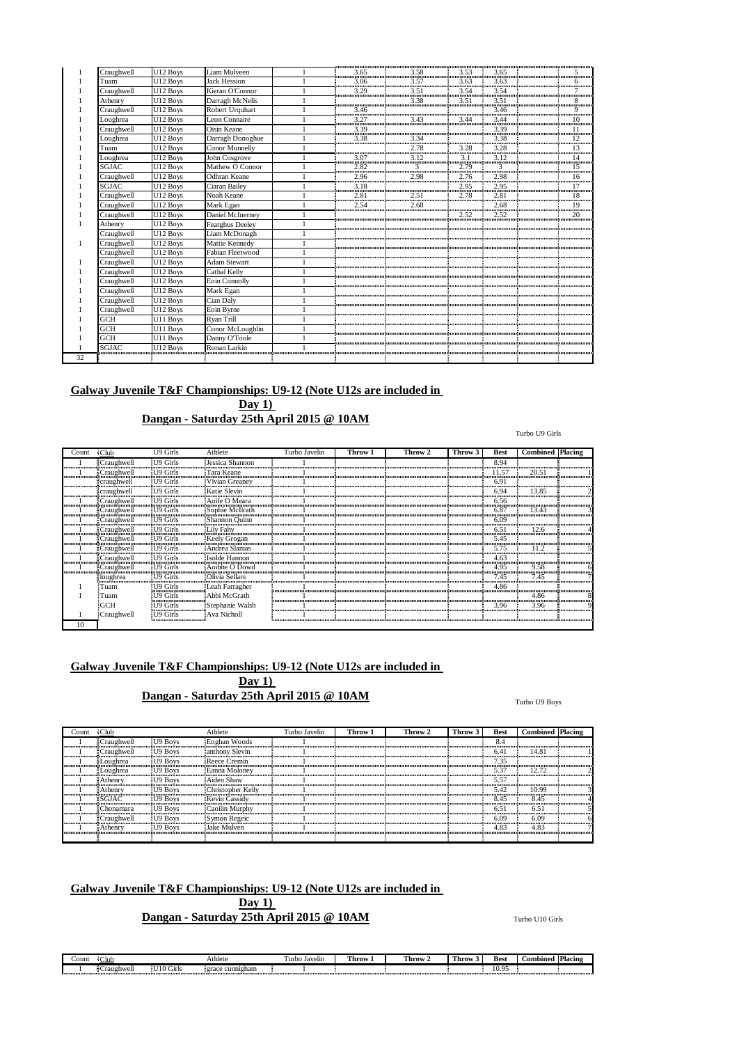| | | | | | | | | | | |
|---|---|---|---|---|---|---|---|---|---|---|
| 1 | Craughwell | U12 Boys | Liam Mulveen | 1 | 3.65 | 3.58 | 3.53 | 3.65 | | 5 |
| 1 | Tuam | U12 Boys | Jack Hession | 1 | 3.06 | 3.57 | 3.63 | 3.63 | | 6 |
| 1 | Craughwell | U12 Boys | Kieran O'Connor | 1 | 3.29 | 3.51 | 3.54 | 3.54 | | 7 |
| 1 | Athenry | U12 Boys | Darragh McNelis | 1 | | 3.38 | 3.51 | 3.51 | | 8 |
| 1 | Craughwell | U12 Boys | Robert Urquhart | 1 | 3.46 | | | 3.46 | | 9 |
| 1 | Loughrea | U12 Boys | Leon Connaire | 1 | 3.27 | 3.43 | 3.44 | 3.44 | | 10 |
| 1 | Craughwell | U12 Boys | Oisin Keane | 1 | 3.39 | | | 3.39 | | 11 |
| 1 | Loughrea | U12 Boys | Darragh Donoghue | 1 | 3.38 | 3.34 | | 3.38 | | 12 |
| 1 | Tuam | U12 Boys | Conor Munnelly | 1 | | 2.78 | 3.28 | 3.28 | | 13 |
| 1 | Loughrea | U12 Boys | John Cosgrove | 1 | 3.07 | 3.12 | 3.1 | 3.12 | | 14 |
| 1 | SGJAC | U12 Boys | Mathew O Connor | 1 | 2.82 | 3 | 2.79 | 3 | | 15 |
| 1 | Craughwell | U12 Boys | Odhran Keane | 1 | 2.96 | 2.98 | 2.76 | 2.98 | | 16 |
| 1 | SGJAC | U12 Boys | Ciaran Bailey | 1 | 3.18 | | 2.95 | 2.95 | | 17 |
| 1 | Craughwell | U12 Boys | Noah Keane | 1 | 2.81 | 2.51 | 2.78 | 2.81 | | 18 |
| 1 | Craughwell | U12 Boys | Mark Egan | 1 | 2.54 | 2.68 | | 2.68 | | 19 |
| 1 | Craughwell | U12 Boys | Daniel McInerney | 1 | | | 2.52 | 2.52 | | 20 |
| 1 | Athenry | U12 Boys | Fearghus Deeley | 1 | | | | | | |
| | Craughwell | U12 Boys | Liam McDonagh | 1 | | | | | | |
| 1 | Craughwell | U12 Boys | Mattie Kennedy | 1 | | | | | | |
| | Craughwell | U12 Boys | Fabian Fleetwood | 1 | | | | | | |
| 1 | Craughwell | U12 Boys | Adam Stewart | 1 | | | | | | |
| 1 | Craughwell | U12 Boys | Cathal Kelly | 1 | | | | | | |
| 1 | Craughwell | U12 Boys | Eoin Connolly | 1 | | | | | | |
| 1 | Craughwell | U12 Boys | Mark Egan | 1 | | | | | | |
| 1 | Craughwell | U12 Boys | Cian Daly | 1 | | | | | | |
| 1 | Craughwell | U12 Boys | Eoin Byrne | 1 | | | | | | |
| 1 | GCH | U11 Boys | Ryan Trill | 1 | | | | | | |
| 1 | GCH | U11 Boys | Conor McLoughlin | 1 | | | | | | |
| 1 | GCH | U11 Boys | Danny O'Toole | 1 | | | | | | |
| 1 | SGJAC | U12 Boys | Ronan Larkin | 1 | | | | | | |
| 32 | | | | | | | | | | |

## Galway Juvenile T&F Championships: U9-12 (Note U12s are included in Day 1)
## Dangan - Saturday 25th April 2015 @ 10AM

Turbo U9 Girls

| Count | Club | U9 Girls | Athlete | Turbo Javelin | Throw 1 | Throw 2 | Throw 3 | Best | Combined | Placing |
|---|---|---|---|---|---|---|---|---|---|---|
| 1 | Craughwell | U9 Girls | Jessica Shannon | 1 | | | | 8.94 | | |
| 1 | Craughwell | U9 Girls | Tara Keane | 1 | | | | 11.57 | 20.51 | 1 |
| | craughwell | U9 Girls | Vivian Greaney | 1 | | | | 6.91 | | |
| | craughwell | U9 Girls | Katie Slevin | 1 | | | | 6.94 | 13.85 | 2 |
| 1 | Craughwell | U9 Girls | Aoife O Meara | 1 | | | | 6.56 | | |
| 1 | Craughwell | U9 Girls | Sophie McIlrath | 1 | | | | 6.87 | 13.43 | 3 |
| 1 | Craughwell | U9 Girls | Shannon Quinn | 1 | | | | 6.09 | | |
| 1 | Craughwell | U9 Girls | Lily Fahy | 1 | | | | 6.51 | 12.6 | 4 |
| 1 | Craughwell | U9 Girls | Keely Grogan | 1 | | | | 5.45 | | |
| 1 | Craughwell | U9 Girls | Andrea Slamas | 1 | | | | 5.75 | 11.2 | 5 |
| 1 | Craughwell | U9 Girls | Isolde Hannon | 1 | | | | 4.63 | | |
| 1 | Craughwell | U9 Girls | Aoibhe O Dowd | 1 | | | | 4.95 | 9.58 | 6 |
| | loughrea | U9 Girls | Olivia Sellars | 1 | | | | 7.45 | 7.45 | 7 |
| 1 | Tuam | U9 Girls | Leah Farragher | 1 | | | | 4.86 | | |
| 1 | Tuam | U9 Girls | Abbi McGrath | 1 | | | | | 4.86 | 8 |
| | GCH | U9 Girls | Stephanie Walsh | 1 | | | | 3.96 | 3.96 | 9 |
| 1 | Craughwell | U9 Girls | Ava Nicholl | 1 | | | | | | |
| 10 | | | | | | | | | | |

## Galway Juvenile T&F Championships: U9-12 (Note U12s are included in Day 1)
## Dangan - Saturday 25th April 2015 @ 10AM

Turbo U9 Boys

| Count | Club | | Athlete | Turbo Javelin | Throw 1 | Throw 2 | Throw 3 | Best | Combined | Placing |
|---|---|---|---|---|---|---|---|---|---|---|
| 1 | Craughwell | U9 Boys | Eoghan Woods | 1 | | | | 8.4 | | |
| 1 | Craughwell | U9 Boys | anthony Slevin | 1 | | | | 6.41 | 14.81 | 1 |
| 1 | Loughrea | U9 Boys | Reece Cremin | 1 | | | | 7.35 | | |
| 1 | Loughrea | U9 Boys | Eanna Moloney | 1 | | | | 5.37 | 12.72 | 2 |
| 1 | Athenry | U9 Boys | Aiden Shaw | 1 | | | | 5.57 | | |
| 1 | Athenry | U9 Boys | Christopher Kelly | 1 | | | | 5.42 | 10.99 | 3 |
| 1 | SGJAC | U9 Boys | Kevin Cassidy | 1 | | | | 8.45 | 8.45 | 4 |
| 1 | Clonamara | U9 Boys | Caoilin Murphy | 1 | | | | 6.51 | 6.51 | 5 |
| 1 | Craughwell | U9 Boys | Symon Regeic | 1 | | | | 6.09 | 6.09 | 6 |
| 1 | Athenry | U9 Boys | Jake Mulven | 1 | | | | 4.83 | 4.83 | 7 |

## Galway Juvenile T&F Championships: U9-12 (Note U12s are included in Day 1)
## Dangan - Saturday 25th April 2015 @ 10AM

Turbo U10 Girls

| Count | Club | | Athlete | Turbo Javelin | Throw 1 | Throw 2 | Throw 3 | Best | Combined | Placing |
|---|---|---|---|---|---|---|---|---|---|---|
| 1 | Craughwell | U10 Girls | grace cunnigham | 1 | | | | 10.95 | | |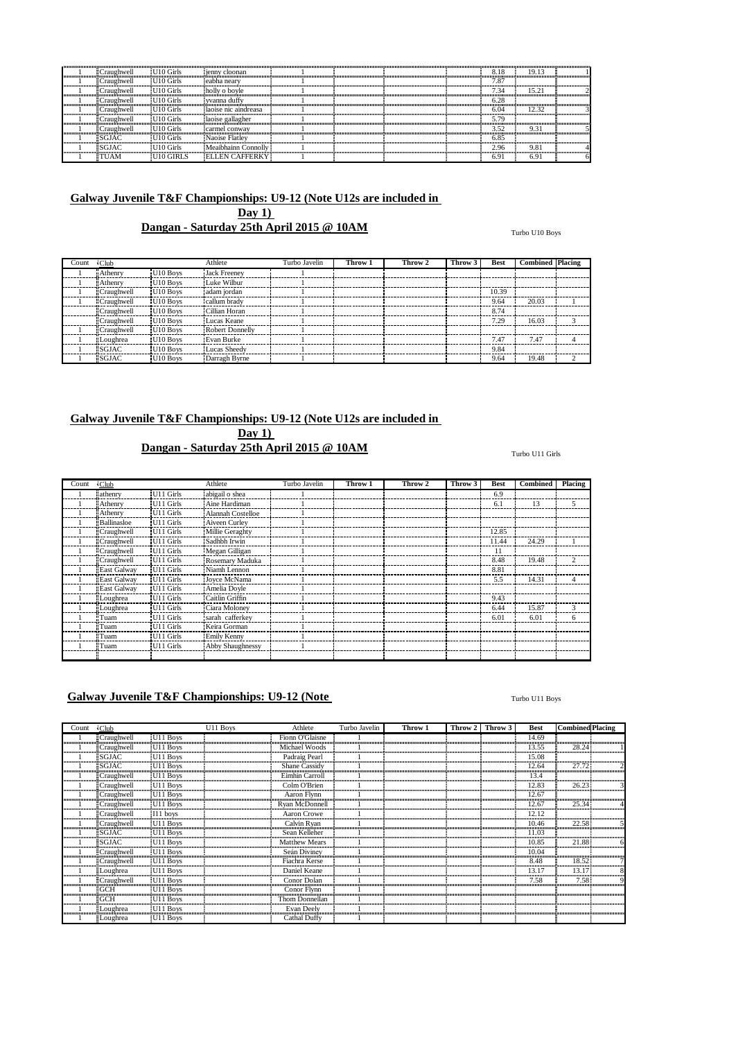| Count | Club | | Athlete | Turbo Javelin | Throw 1 | Throw 2 | Throw 3 | Best | Combined | Placing |
|---|---|---|---|---|---|---|---|---|---|---|
| 1 | Craughwell | U10 Girls | jenny cloonan | 1 | | | | 8.18 | 19.13 | 1 |
| 1 | Craughwell | U10 Girls | eabha neary | 1 | | | | 7.87 | | |
| 1 | Craughwell | U10 Girls | holly o boyle | 1 | | | | 7.34 | 15.21 | 2 |
| 1 | Craughwell | U10 Girls | yvanna duffy | 1 | | | | 6.28 | | |
| 1 | Craughwell | U10 Girls | laoise nic aindreasa | 1 | | | | 6.04 | 12.32 | 3 |
| 1 | Craughwell | U10 Girls | laoise gallagher | 1 | | | | 5.79 | | |
| 1 | Craughwell | U10 Girls | carmel conway | 1 | | | | 3.52 | 9.31 | 5 |
| 1 | SGJAC | U10 Girls | Naoise Flatley | 1 | | | | 6.85 | | |
| 1 | SGJAC | U10 Girls | Meaibhainn Connolly | 1 | | | | 2.96 | 9.81 | 4 |
| 1 | TUAM | U10 GIRLS | ELLEN CAFFERKY | 1 | | | | 6.91 | 6.91 | 6 |

## Galway Juvenile T&F Championships: U9-12 (Note U12s are included in Day 1)

## Dangan - Saturday 25th April 2015 @ 10AM

Turbo U10 Boys

| Count | Club | | Athlete | Turbo Javelin | Throw 1 | Throw 2 | Throw 3 | Best | Combined | Placing |
|---|---|---|---|---|---|---|---|---|---|---|
| 1 | Athenry | U10 Boys | Jack Freeney | 1 | | | | | | |
| 1 | Athenry | U10 Boys | Luke Wilbur | 1 | | | | | | |
| 1 | Craughwell | U10 Boys | adam jordan | 1 | | | | 10.39 | | |
| 1 | Craughwell | U10 Boys | callum brady | 1 | | | | 9.64 | 20.03 | 1 |
| | Craughwell | U10 Boys | Cillian Horan | 1 | | | | 8.74 | | |
| | Craughwell | U10 Boys | Lucas Keane | 1 | | | | 7.29 | 16.03 | 3 |
| 1 | Craughwell | U10 Boys | Robert Donnelly | 1 | | | | | | |
| 1 | Loughrea | U10 Boys | Evan Burke | 1 | | | | 7.47 | 7.47 | 4 |
| 1 | SGJAC | U10 Boys | Lucas Sheedy | 1 | | | | 9.84 | | |
| 1 | SGJAC | U10 Boys | Darragh Byrne | 1 | | | | 9.64 | 19.48 | 2 |

## Galway Juvenile T&F Championships: U9-12 (Note U12s are included in Day 1)

## Dangan - Saturday 25th April 2015 @ 10AM

Turbo U11 Girls

| Count | Club | | Athlete | Turbo Javelin | Throw 1 | Throw 2 | Throw 3 | Best | Combined | Placing |
|---|---|---|---|---|---|---|---|---|---|---|
| 1 | athenry | U11 Girls | abigail o shea | 1 | | | | 6.9 | | |
| 1 | Athenry | U11 Girls | Aine Hardiman | 1 | | | | 6.1 | 13 | 5 |
| 1 | Athenry | U11 Girls | Alannah Costelloe | 1 | | | | | | |
| 1 | Ballinasloe | U11 Girls | Aiveen Curley | 1 | | | | | | |
| 1 | Craughwell | U11 Girls | Millie Geraghty | 1 | | | | 12.85 | | |
| 1 | Craughwell | U11 Girls | Sadhbh Irwin | 1 | | | | 11.44 | 24.29 | 1 |
| 1 | Craughwell | U11 Girls | Megan Gilligan | 1 | | | | 11 | | |
| 1 | Craughwell | U11 Girls | Rosemary Maduka | 1 | | | | 8.48 | 19.48 | 2 |
| 1 | East Galway | U11 Girls | Niamh Lennon | 1 | | | | 8.81 | | |
| 1 | East Galway | U11 Girls | Joyce McNama | 1 | | | | 5.5 | 14.31 | 4 |
| 1 | East Galway | U11 Girls | Amelia Doyle | 1 | | | | | | |
| 1 | Loughrea | U11 Girls | Caitlin Griffin | 1 | | | | 9.43 | | |
| 1 | Loughrea | U11 Girls | Ciara Moloney | 1 | | | | 6.44 | 15.87 | 3 |
| 1 | Tuam | U11 Girls | sarah cafferkey | 1 | | | | 6.01 | 6.01 | 6 |
| 1 | Tuam | U11 Girls | Keira Gorman | 1 | | | | | | |
| 1 | Tuam | U11 Girls | Emily Kenny | 1 | | | | | | |
| 1 | Tuam | U11 Girls | Abby Shaughnessy | 1 | | | | | | |

## Galway Juvenile T&F Championships: U9-12 (Note

Turbo U11 Boys

| Count | Club | | U11 Boys | Athlete | Turbo Javelin | Throw 1 | Throw 2 | Throw 3 | Best | Combined | Placing |
|---|---|---|---|---|---|---|---|---|---|---|---|
| 1 | Craughwell | U11 Boys | | Fionn O'Glaisne | 1 | | | | 14.69 | | |
| 1 | Craughwell | U11 Boys | | Michael Woods | 1 | | | | 13.55 | 28.24 | 1 |
| 1 | SGJAC | U11 Boys | | Padraig Pearl | 1 | | | | 15.08 | | |
| 1 | SGJAC | U11 Boys | | Shane Cassidy | 1 | | | | 12.64 | 27.72 | 2 |
| 1 | Craughwell | U11 Boys | | Eimhin Carroll | 1 | | | | 13.4 | | |
| 1 | Craughwell | U11 Boys | | Colm O'Brien | 1 | | | | 12.83 | 26.23 | 3 |
| 1 | Craughwell | U11 Boys | | Aaron Flynn | 1 | | | | 12.67 | | |
| 1 | Craughwell | U11 Boys | | Ryan McDonnell | 1 | | | | 12.67 | 25.34 | 4 |
| 1 | Craughwell | I11 boys | | Aaron Crowe | 1 | | | | 12.12 | | |
| 1 | Craughwell | U11 Boys | | Calvin Ryan | 1 | | | | 10.46 | 22.58 | 5 |
| 1 | SGJAC | U11 Boys | | Sean Kelleher | 1 | | | | 11.03 | | |
| 1 | SGJAC | U11 Boys | | Matthew Mears | 1 | | | | 10.85 | 21.88 | 6 |
| 1 | Craughwell | U11 Boys | | Seán Diviney | 1 | | | | 10.04 | | |
| 1 | Craughwell | U11 Boys | | Fiachra Kerse | 1 | | | | 8.48 | 18.52 | 7 |
| 1 | Loughrea | U11 Boys | | Daniel Keane | 1 | | | | 13.17 | 13.17 | 8 |
| 1 | Craughwell | U11 Boys | | Conor Dolan | 1 | | | | 7.58 | 7.58 | 9 |
| 1 | GCH | U11 Boys | | Conor Flynn | 1 | | | | | | |
| 1 | GCH | U11 Boys | | Thom Donnellan | 1 | | | | | | |
| 1 | Loughrea | U11 Boys | | Evan Deely | 1 | | | | | | |
| 1 | Loughrea | U11 Boys | | Cathal Duffy | 1 | | | | | | |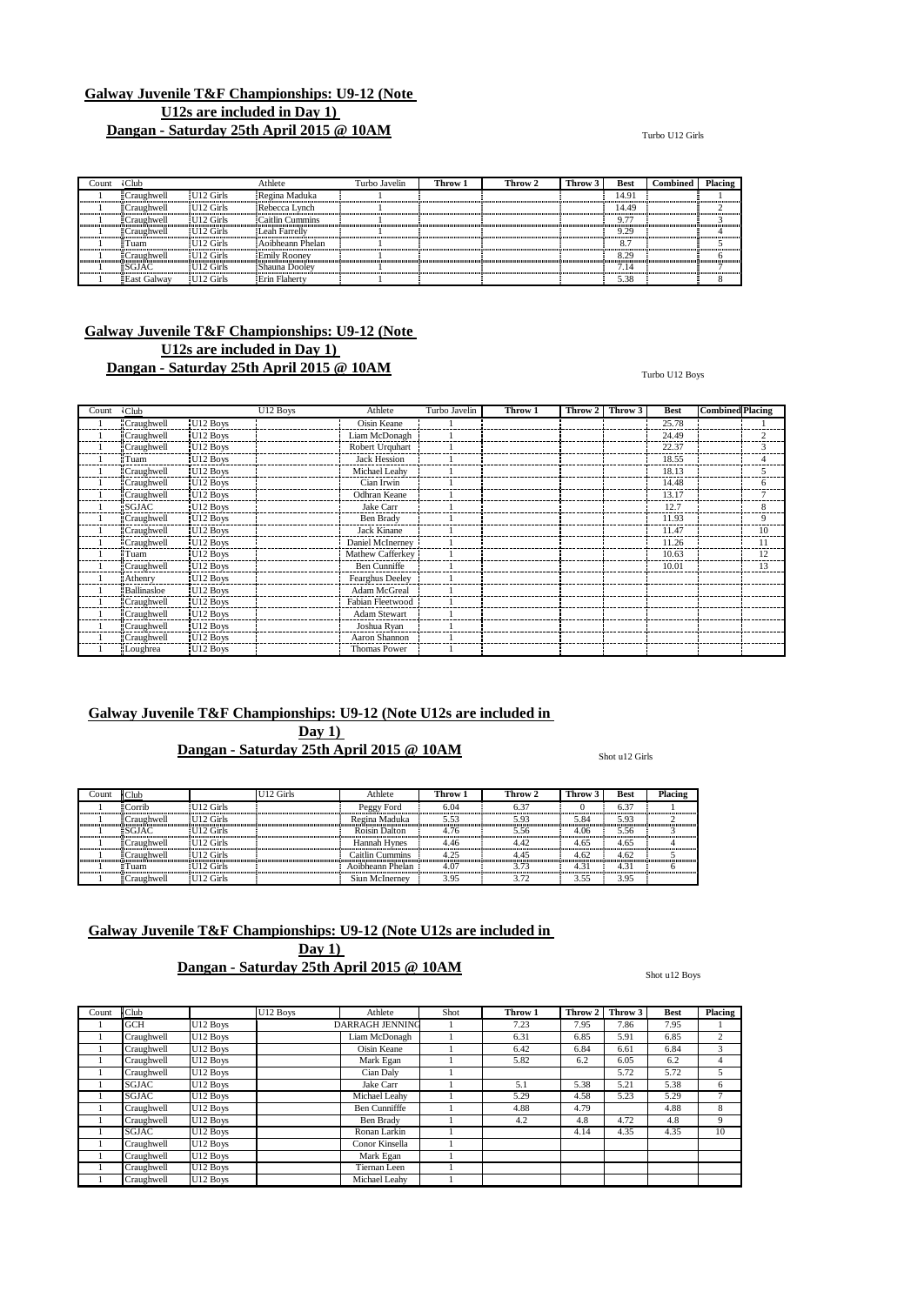**Galway Juvenile T&F Championships: U9-12 (Note U12s are included in Day 1)**

**Dangan - Saturday 25th April 2015 @ 10AM**

Turbo U12 Girls

| Count | Club | | Athlete | Turbo Javelin | Throw 1 | Throw 2 | Throw 3 | Best | Combined | Placing |
|---|---|---|---|---|---|---|---|---|---|---|
| 1 | Craughwell | U12 Girls | Regina Maduka | 1 | | | | 14.91 | | 1 |
| 1 | Craughwell | U12 Girls | Rebecca Lynch | 1 | | | | 14.49 | | 2 |
| 1 | Craughwell | U12 Girls | Caitlin Cummins | 1 | | | | 9.77 | | 3 |
| 1 | Craughwell | U12 Girls | Leah Farrelly | 1 | | | | 9.29 | | 4 |
| 1 | Tuam | U12 Girls | Aoibheann Phelan | 1 | | | | 8.7 | | 5 |
| 1 | Craughwell | U12 Girls | Emily Rooney | 1 | | | | 8.29 | | 6 |
| 1 | SGJAC | U12 Girls | Shauna Dooley | 1 | | | | 7.14 | | 7 |
| 1 | East Galway | U12 Girls | Erin Flaherty | 1 | | | | 5.38 | | 8 |

**Galway Juvenile T&F Championships: U9-12 (Note U12s are included in Day 1)**

**Dangan - Saturday 25th April 2015 @ 10AM**

Turbo U12 Boys

| Count | Club | | U12 Boys | Athlete | Turbo Javelin | Throw 1 | Throw 2 | Throw 3 | Best | Combined | Placing |
|---|---|---|---|---|---|---|---|---|---|---|---|
| 1 | Craughwell | U12 Boys | | Oisin Keane | 1 | | | | 25.78 | | 1 |
| 1 | Craughwell | U12 Boys | | Liam McDonagh | 1 | | | | 24.49 | | 2 |
| 1 | Craughwell | U12 Boys | | Robert Urquhart | 1 | | | | 22.37 | | 3 |
| 1 | Tuam | U12 Boys | | Jack Hession | 1 | | | | 18.55 | | 4 |
| 1 | Craughwell | U12 Boys | | Michael Leahy | 1 | | | | 18.13 | | 5 |
| 1 | Craughwell | U12 Boys | | Cian Irwin | 1 | | | | 14.48 | | 6 |
| 1 | Craughwell | U12 Boys | | Odhran Keane | 1 | | | | 13.17 | | 7 |
| 1 | SGJAC | U12 Boys | | Jake Carr | 1 | | | | 12.7 | | 8 |
| 1 | Craughwell | U12 Boys | | Ben Brady | 1 | | | | 11.93 | | 9 |
| 1 | Craughwell | U12 Boys | | Jack Kinane | 1 | | | | 11.47 | | 10 |
| 1 | Craughwell | U12 Boys | | Daniel McInerney | 1 | | | | 11.26 | | 11 |
| 1 | Tuam | U12 Boys | | Mathew Cafferkey | 1 | | | | 10.63 | | 12 |
| 1 | Craughwell | U12 Boys | | Ben Cunniffe | 1 | | | | 10.01 | | 13 |
| 1 | Athenry | U12 Boys | | Fearghus Deeley | 1 | | | | | | |
| 1 | Ballinasloe | U12 Boys | | Adam McGreal | 1 | | | | | | |
| 1 | Craughwell | U12 Boys | | Fabian Fleetwood | 1 | | | | | | |
| 1 | Craughwell | U12 Boys | | Adam Stewart | 1 | | | | | | |
| 1 | Craughwell | U12 Boys | | Joshua Ryan | 1 | | | | | | |
| 1 | Craughwell | U12 Boys | | Aaron Shannon | 1 | | | | | | |
| 1 | Loughrea | U12 Boys | | Thomas Power | 1 | | | | | | |

**Galway Juvenile T&F Championships: U9-12 (Note U12s are included in Day 1)**

**Dangan - Saturday 25th April 2015 @ 10AM**

Shot u12 Girls

| Count | Club | | U12 Girls | Athlete | Throw 1 | Throw 2 | Throw 3 | Best | Placing |
|---|---|---|---|---|---|---|---|---|---|
| 1 | Corrib | U12 Girls | | Peggy Ford | 6.04 | 6.37 | 0 | 6.37 | 1 |
| 1 | Craughwell | U12 Girls | | Regina Maduka | 5.53 | 5.93 | 5.84 | 5.93 | 2 |
| 1 | SGJAC | U12 Girls | | Roisin Dalton | 4.76 | 5.56 | 4.06 | 5.56 | 3 |
| 1 | Craughwell | U12 Girls | | Hannah Hynes | 4.46 | 4.42 | 4.65 | 4.65 | 4 |
| 1 | Craughwell | U12 Girls | | Caitlin Cummins | 4.25 | 4.45 | 4.62 | 4.62 | 5 |
| 1 | Tuam | U12 Girls | | Aoibheann Phelan | 4.07 | 3.73 | 4.31 | 4.31 | 6 |
| 1 | Craughwell | U12 Girls | | Siun McInerney | 3.95 | 3.72 | 3.55 | 3.95 | |

**Galway Juvenile T&F Championships: U9-12 (Note U12s are included in Day 1)**

**Dangan - Saturday 25th April 2015 @ 10AM**

Shot u12 Boys

| Count | Club | | U12 Boys | Athlete | Shot | Throw 1 | Throw 2 | Throw 3 | Best | Placing |
|---|---|---|---|---|---|---|---|---|---|---|
| 1 | GCH | U12 Boys | | DARRAGH JENNING | 1 | 7.23 | 7.95 | 7.86 | 7.95 | 1 |
| 1 | Craughwell | U12 Boys | | Liam McDonagh | 1 | 6.31 | 6.85 | 5.91 | 6.85 | 2 |
| 1 | Craughwell | U12 Boys | | Oisin Keane | 1 | 6.42 | 6.84 | 6.61 | 6.84 | 3 |
| 1 | Craughwell | U12 Boys | | Mark Egan | 1 | 5.82 | 6.2 | 6.05 | 6.2 | 4 |
| 1 | Craughwell | U12 Boys | | Cian Daly | 1 | | | 5.72 | 5.72 | 5 |
| 1 | SGJAC | U12 Boys | | Jake Carr | 1 | 5.1 | 5.38 | 5.21 | 5.38 | 6 |
| 1 | SGJAC | U12 Boys | | Michael Leahy | 1 | 5.29 | 4.58 | 5.23 | 5.29 | 7 |
| 1 | Craughwell | U12 Boys | | Ben Cunnifffe | 1 | 4.88 | 4.79 | | 4.88 | 8 |
| 1 | Craughwell | U12 Boys | | Ben Brady | 1 | 4.2 | 4.8 | 4.72 | 4.8 | 9 |
| 1 | SGJAC | U12 Boys | | Ronan Larkin | 1 | | 4.14 | 4.35 | 4.35 | 10 |
| 1 | Craughwell | U12 Boys | | Conor Kinsella | 1 | | | | | |
| 1 | Craughwell | U12 Boys | | Mark Egan | 1 | | | | | |
| 1 | Craughwell | U12 Boys | | Tiernan Leen | 1 | | | | | |
| 1 | Craughwell | U12 Boys | | Michael Leahy | 1 | | | | | |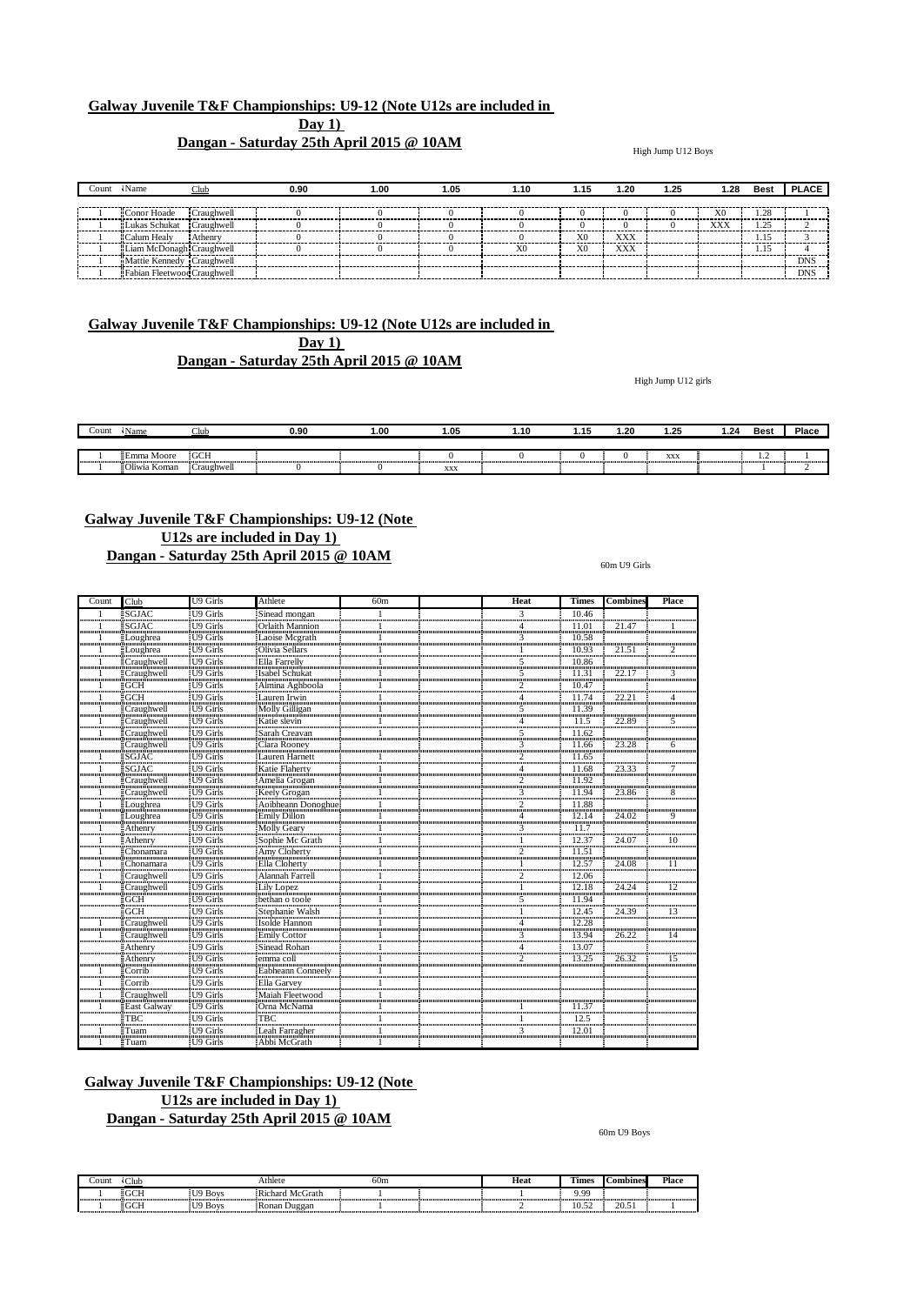**Galway Juvenile T&F Championships: U9-12 (Note U12s are included in Day 1)**

**Dangan - Saturday 25th April 2015 @ 10AM**

High Jump U12 Boys

| Count | Name | Club | 0.90 | 1.00 | 1.05 | 1.10 | 1.15 | 1.20 | 1.25 | 1.28 | Best | PLACE |
|---|---|---|---|---|---|---|---|---|---|---|---|---|
| 1 | Conor Hoade | Craughwell | 0 | 0 | 0 | 0 | 0 | 0 | 0 | X0 | 1.28 | 1 |
| 1 | Lukas Schukat | Craughwell | 0 | 0 | 0 | 0 | 0 | 0 | 0 | XXX | 1.25 | 2 |
| 1 | Calum Healy | Athenry | 0 | 0 | 0 | 0 | X0 | XXX | | | 1.15 | 3 |
| 1 | Liam McDonagh | Craughwell | 0 | 0 | 0 | X0 | X0 | XXX | | | 1.15 | 4 |
| 1 | Mattie Kennedy | Craughwell | | | | | | | | | | DNS |
| 1 | Fabian Fleetwood | Craughwell | | | | | | | | | | DNS |

**Galway Juvenile T&F Championships: U9-12 (Note U12s are included in Day 1)**

**Dangan - Saturday 25th April 2015 @ 10AM**

High Jump U12 girls

| Count | Name | Club | 0.90 | 1.00 | 1.05 | 1.10 | 1.15 | 1.20 | 1.25 | 1.24 | Best | Place |
|---|---|---|---|---|---|---|---|---|---|---|---|---|
| 1 | Emma Moore | GCH | | | 0 | 0 | 0 | 0 | xxx | | 1.2 | 1 |
| 1 | Oliwia Koman | Craughwell | 0 | 0 | xxx | | | | | | 1 | 2 |

**Galway Juvenile T&F Championships: U9-12 (Note U12s are included in Day 1)**

**Dangan - Saturday 25th April 2015 @ 10AM**

60m U9 Girls

| Count | Club | U9 Girls | Athlete | 60m | | Heat | Times | Combines | Place |
|---|---|---|---|---|---|---|---|---|---|
| 1 | SGJAC | U9 Girls | Sinead mongan | 1 | | 3 | 10.46 | | |
| 1 | SGJAC | U9 Girls | Orlaith Mannion | 1 | | 4 | 11.01 | 21.47 | 1 |
| 1 | Loughrea | U9 Girls | Laoise Mcgrath | 1 | | 3 | 10.58 | | |
| 1 | Loughrea | U9 Girls | Olivia Sellars | 1 | | 1 | 10.93 | 21.51 | 2 |
| 1 | Craughwell | U9 Girls | Ella Farrelly | 1 | | 5 | 10.86 | | |
| 1 | Craughwell | U9 Girls | Isabel Schukat | 1 | | 5 | 11.31 | 22.17 | 3 |
| 1 | GCH | U9 Girls | Almina Aghboola | 1 | | 2 | 10.47 | | |
| 1 | GCH | U9 Girls | Lauren Irwin | 1 | | 4 | 11.74 | 22.21 | 4 |
| 1 | Craughwell | U9 Girls | Molly Gilligan | 1 | | 5 | 11.39 | | |
| 1 | Craughwell | U9 Girls | Katie slevin | 1 | | 4 | 11.5 | 22.89 | 5 |
| 1 | Craughwell | U9 Girls | Sarah Creavan | 1 | | 5 | 11.62 | | |
| | Craughwell | U9 Girls | Clara Rooney | | | 3 | 11.66 | 23.28 | 6 |
| 1 | SGJAC | U9 Girls | Lauren Harnett | 1 | | 2 | 11.65 | | |
| 1 | SGJAC | U9 Girls | Katie Flaherty | 1 | | 4 | 11.68 | 23.33 | 7 |
| 1 | Craughwell | U9 Girls | Amelia Grogan | 1 | | 2 | 11.92 | | |
| 1 | Craughwell | U9 Girls | Keely Grogan | 1 | | 3 | 11.94 | 23.86 | 8 |
| 1 | Loughrea | U9 Girls | Aoibheann Donoghue | 1 | | 2 | 11.88 | | |
| 1 | Loughrea | U9 Girls | Emily Dillon | 1 | | 4 | 12.14 | 24.02 | 9 |
| 1 | Athenry | U9 Girls | Molly Geary | 1 | | 3 | 11.7 | | |
| 1 | Athenry | U9 Girls | Sophie Mc Grath | 1 | | 1 | 12.37 | 24.07 | 10 |
| 1 | Chonamara | U9 Girls | Amy Cloherty | 1 | | 2 | 11.51 | | |
| 1 | Chonamara | U9 Girls | Ella Cloherty | 1 | | 1 | 12.57 | 24.08 | 11 |
| 1 | Craughwell | U9 Girls | Alannah Farrell | 1 | | 2 | 12.06 | | |
| 1 | Craughwell | U9 Girls | Lily Lopez | 1 | | 1 | 12.18 | 24.24 | 12 |
| | GCH | U9 Girls | bethan o toole | 1 | | 5 | 11.94 | | |
| | GCH | U9 Girls | Stephanie Walsh | 1 | | 1 | 12.45 | 24.39 | 13 |
| 1 | Craughwell | U9 Girls | Isolde Hannon | 1 | | 4 | 12.28 | | |
| 1 | Craughwell | U9 Girls | Emily Cottor | 1 | | 3 | 13.94 | 26.22 | 14 |
| | Athenry | U9 Girls | Sinead Rohan | 1 | | 4 | 13.07 | | |
| | Athenry | U9 Girls | emma coll | 1 | | 2 | 13.25 | 26.32 | 15 |
| 1 | Corrib | U9 Girls | Eabheann Conneely | 1 | | | | | |
| 1 | Corrib | U9 Girls | Ella Garvey | 1 | | | | | |
| 1 | Craughwell | U9 Girls | Maiah Fleetwood | 1 | | | | | |
| 1 | East Galway | U9 Girls | Orna McNama | 1 | | 1 | 11.37 | | |
| | TBC | U9 Girls | TBC | 1 | | 1 | 12.5 | | |
| 1 | Tuam | U9 Girls | Leah Farragher | 1 | | 3 | 12.01 | | |
| 1 | Tuam | U9 Girls | Abbi McGrath | 1 | | | | | |

**Galway Juvenile T&F Championships: U9-12 (Note U12s are included in Day 1)**

**Dangan - Saturday 25th April 2015 @ 10AM**

60m U9 Boys

| Count | Club | | Athlete | 60m | | Heat | Times | Combines | Place |
|---|---|---|---|---|---|---|---|---|---|
| 1 | GCH | U9 Boys | Richard McGrath | 1 | | 1 | 9.99 | | |
| 1 | GCH | U9 Boys | Ronan Duggan | 1 | | 2 | 10.52 | 20.51 | 1 |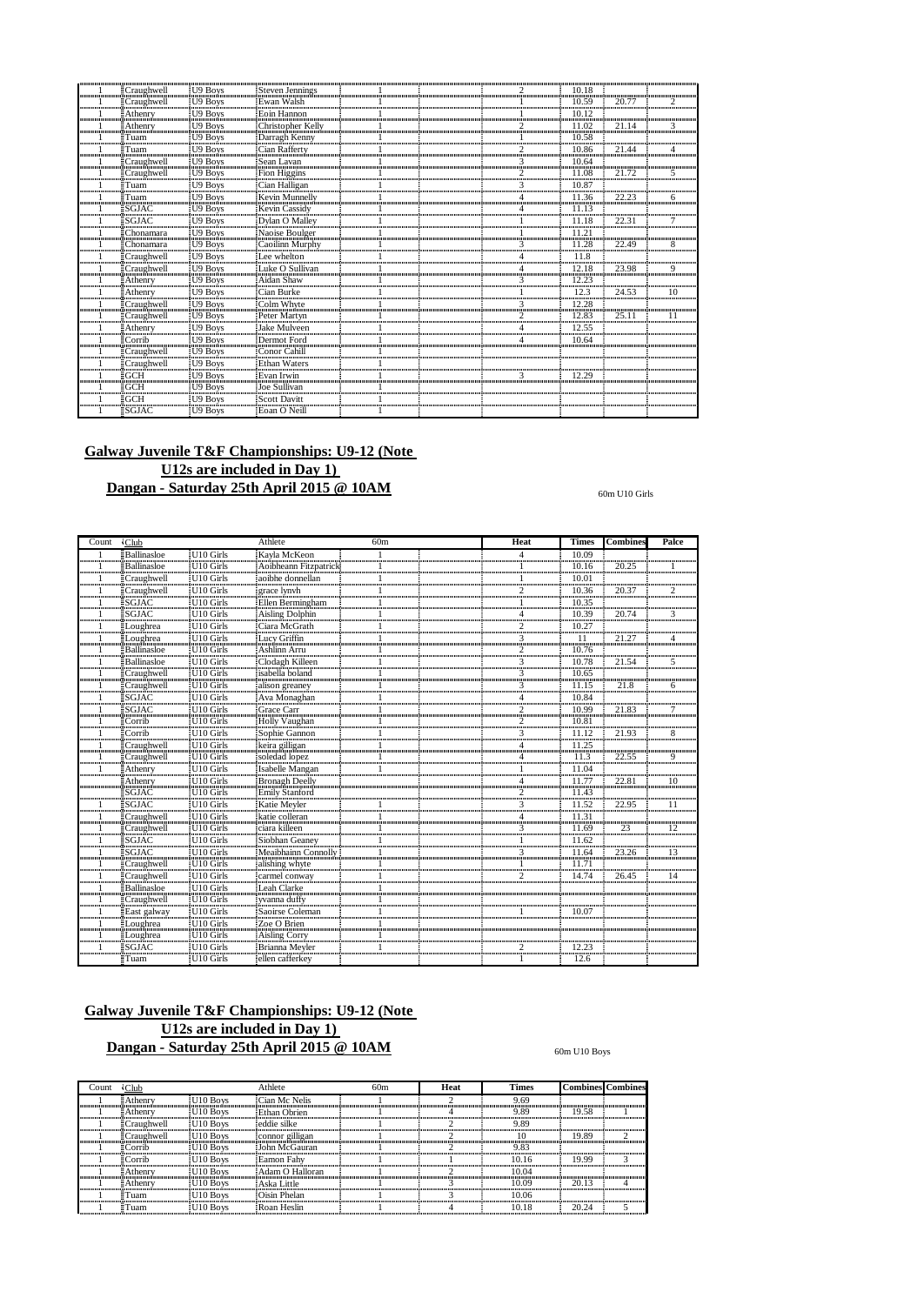| | | | | | | | | | | |
|---|---|---|---|---|---|---|---|---|---|---|
| 1 | Craughwell | U9 Boys | Steven Jennings | 1 | | 2 | 10.18 | | |
| 1 | Craughwell | U9 Boys | Ewan Walsh | 1 | | 1 | 10.59 | 20.77 | 2 |
| 1 | Athenry | U9 Boys | Eoin Hannon | 1 | | 1 | 10.12 | | |
| 1 | Athenry | U9 Boys | Christopher Kelly | 1 | | 2 | 11.02 | 21.14 | 3 |
| 1 | Tuam | U9 Boys | Darragh Kenny | 1 | | 1 | 10.58 | | |
| 1 | Tuam | U9 Boys | Cian Rafferty | 1 | | 2 | 10.86 | 21.44 | 4 |
| 1 | Craughwell | U9 Boys | Sean Lavan | 1 | | 3 | 10.64 | | |
| 1 | Craughwell | U9 Boys | Fion Higgins | 1 | | 2 | 11.08 | 21.72 | 5 |
| 1 | Tuam | U9 Boys | Cian Halligan | 1 | | 3 | 10.87 | | |
| 1 | Tuam | U9 Boys | Kevin Munnelly | 1 | | 4 | 11.36 | 22.23 | 6 |
| 1 | SGJAC | U9 Boys | Kevin Cassidy | 1 | | 4 | 11.13 | | |
| 1 | SGJAC | U9 Boys | Dylan O Malley | 1 | | 1 | 11.18 | 22.31 | 7 |
| 1 | Chonamara | U9 Boys | Naoise Boulger | 1 | | 1 | 11.21 | | |
| 1 | Chonamara | U9 Boys | Caoilinn Murphy | 1 | | 3 | 11.28 | 22.49 | 8 |
| 1 | Craughwell | U9 Boys | Lee whelton | 1 | | 4 | 11.8 | | |
| 1 | Craughwell | U9 Boys | Luke O Sullivan | 1 | | 4 | 12.18 | 23.98 | 9 |
| 1 | Athenry | U9 Boys | Aidan Shaw | 1 | | 3 | 12.23 | | |
| 1 | Athenry | U9 Boys | Cian Burke | 1 | | 1 | 12.3 | 24.53 | 10 |
| 1 | Craughwell | U9 Boys | Colm Whyte | 1 | | 3 | 12.28 | | |
| 1 | Craughwell | U9 Boys | Peter Martyn | 1 | | 2 | 12.83 | 25.11 | 11 |
| 1 | Athenry | U9 Boys | Jake Mulveen | 1 | | 4 | 12.55 | | |
| 1 | Corrib | U9 Boys | Dermot Ford | 1 | | 4 | 10.64 | | |
| 1 | Craughwell | U9 Boys | Conor Cahill | 1 | | | | | |
| 1 | Craughwell | U9 Boys | Ethan Waters | 1 | | | | | |
| 1 | GCH | U9 Boys | Evan Irwin | 1 | | 3 | 12.29 | | |
| 1 | GCH | U9 Boys | Joe Sullivan | 1 | | | | | |
| 1 | GCH | U9 Boys | Scott Davitt | 1 | | | | | |
| 1 | SGJAC | U9 Boys | Eoan O Neill | 1 | | | | | |

**Galway Juvenile T&F Championships: U9-12 (Note U12s are included in Day 1)**
**Dangan - Saturday 25th April 2015 @ 10AM**

60m U10 Girls

| Count | Club | | Athlete | 60m | | Heat | Times | Combines | Palce |
|---|---|---|---|---|---|---|---|---|---|
| 1 | Ballinasloe | U10 Girls | Kayla McKeon | 1 | | 4 | 10.09 | | |
| 1 | Ballinasloe | U10 Girls | Aoibheann Fitzpatrick | 1 | | 1 | 10.16 | 20.25 | 1 |
| 1 | Craughwell | U10 Girls | aoibhe donnellan | 1 | | 1 | 10.01 | | |
| 1 | Craughwell | U10 Girls | grace lynvh | 1 | | 2 | 10.36 | 20.37 | 2 |
| 1 | SGJAC | U10 Girls | Ellen Bermingham | 1 | | 1 | 10.35 | | |
| 1 | SGJAC | U10 Girls | Aisling Dolphin | 1 | | 4 | 10.39 | 20.74 | 3 |
| 1 | Loughrea | U10 Girls | Ciara McGrath | 1 | | 2 | 10.27 | | |
| 1 | Loughrea | U10 Girls | Lucy Griffin | 1 | | 3 | 11 | 21.27 | 4 |
| 1 | Ballinasloe | U10 Girls | Ashlinn Arru | 1 | | 2 | 10.76 | | |
| 1 | Ballinasloe | U10 Girls | Clodagh Killeen | 1 | | 3 | 10.78 | 21.54 | 5 |
| 1 | Craughwell | U10 Girls | isabella boland | 1 | | 3 | 10.65 | | |
| 1 | Craughwell | U10 Girls | alison greaney | 1 | | 3 | 11.15 | 21.8 | 6 |
| 1 | SGJAC | U10 Girls | Ava Monaghan | 1 | | 4 | 10.84 | | |
| 1 | SGJAC | U10 Girls | Grace Carr | 1 | | 2 | 10.99 | 21.83 | 7 |
| 1 | Corrib | U10 Girls | Holly Vaughan | 1 | | 2 | 10.81 | | |
| 1 | Corrib | U10 Girls | Sophie Gannon | 1 | | 3 | 11.12 | 21.93 | 8 |
| 1 | Craughwell | U10 Girls | keira gilligan | 1 | | 4 | 11.25 | | |
| 1 | Craughwell | U10 Girls | soledad lopez | 1 | | 4 | 11.3 | 22.55 | 9 |
| 1 | Athenry | U10 Girls | Isabelle Mangan | 1 | | 1 | 11.04 | | |
| | Athenry | U10 Girls | Bronagh Deelly | | | 4 | 11.77 | 22.81 | 10 |
| | SGJAC | U10 Girls | Emily Stanford | | | 2 | 11.43 | | |
| 1 | SGJAC | U10 Girls | Katie Meyler | 1 | | 3 | 11.52 | 22.95 | 11 |
| 1 | Craughwell | U10 Girls | katie colleran | 1 | | 4 | 11.31 | | |
| 1 | Craughwell | U10 Girls | ciara killeen | 1 | | 3 | 11.69 | 23 | 12 |
| 1 | SGJAC | U10 Girls | Siobhan Geaney | 1 | | 1 | 11.62 | | |
| 1 | SGJAC | U10 Girls | Meaibhainn Connolly | 1 | | 3 | 11.64 | 23.26 | 13 |
| 1 | Craughwell | U10 Girls | alishing whyte | 1 | | 1 | 11.71 | | |
| 1 | Craughwell | U10 Girls | carmel conway | 1 | | 2 | 14.74 | 26.45 | 14 |
| 1 | Ballinasloe | U10 Girls | Leah Clarke | 1 | | | | | |
| 1 | Craughwell | U10 Girls | yvanna duffy | 1 | | | | | |
| 1 | East galway | U10 Girls | Saoirse Coleman | 1 | | 1 | 10.07 | | |
| 1 | Loughrea | U10 Girls | Zoe O Brien | 1 | | | | | |
| 1 | Loughrea | U10 Girls | Aisling Corry | 1 | | | | | |
| 1 | SGJAC | U10 Girls | Brianna Meyler | 1 | | 2 | 12.23 | | |
| | Tuam | U10 Girls | ellen cafferkey | | | 1 | 12.6 | | |

**Galway Juvenile T&F Championships: U9-12 (Note U12s are included in Day 1)**
**Dangan - Saturday 25th April 2015 @ 10AM**

60m U10 Boys

| Count | Club | | Athlete | 60m | Heat | Times | Combines | Combines |
|---|---|---|---|---|---|---|---|---|
| 1 | Athenry | U10 Boys | Cian Mc Nelis | 1 | 2 | 9.69 | | |
| 1 | Athenry | U10 Boys | Ethan Obrien | 1 | 4 | 9.89 | 19.58 | 1 |
| 1 | Craughwell | U10 Boys | eddie silke | 1 | 2 | 9.89 | | |
| 1 | Craughwell | U10 Boys | connor gilligan | 1 | 2 | 10 | 19.89 | 2 |
| 1 | Corrib | U10 Boys | John McGauran | 1 | 2 | 9.83 | | |
| 1 | Corrib | U10 Boys | Eamon Fahy | 1 | 1 | 10.16 | 19.99 | 3 |
| 1 | Athenry | U10 Boys | Adam O Halloran | 1 | 2 | 10.04 | | |
| 1 | Athenry | U10 Boys | Aska Little | 1 | 3 | 10.09 | 20.13 | 4 |
| 1 | Tuam | U10 Boys | Oisin Phelan | 1 | 3 | 10.06 | | |
| 1 | Tuam | U10 Boys | Roan Heslin | 1 | 4 | 10.18 | 20.24 | 5 |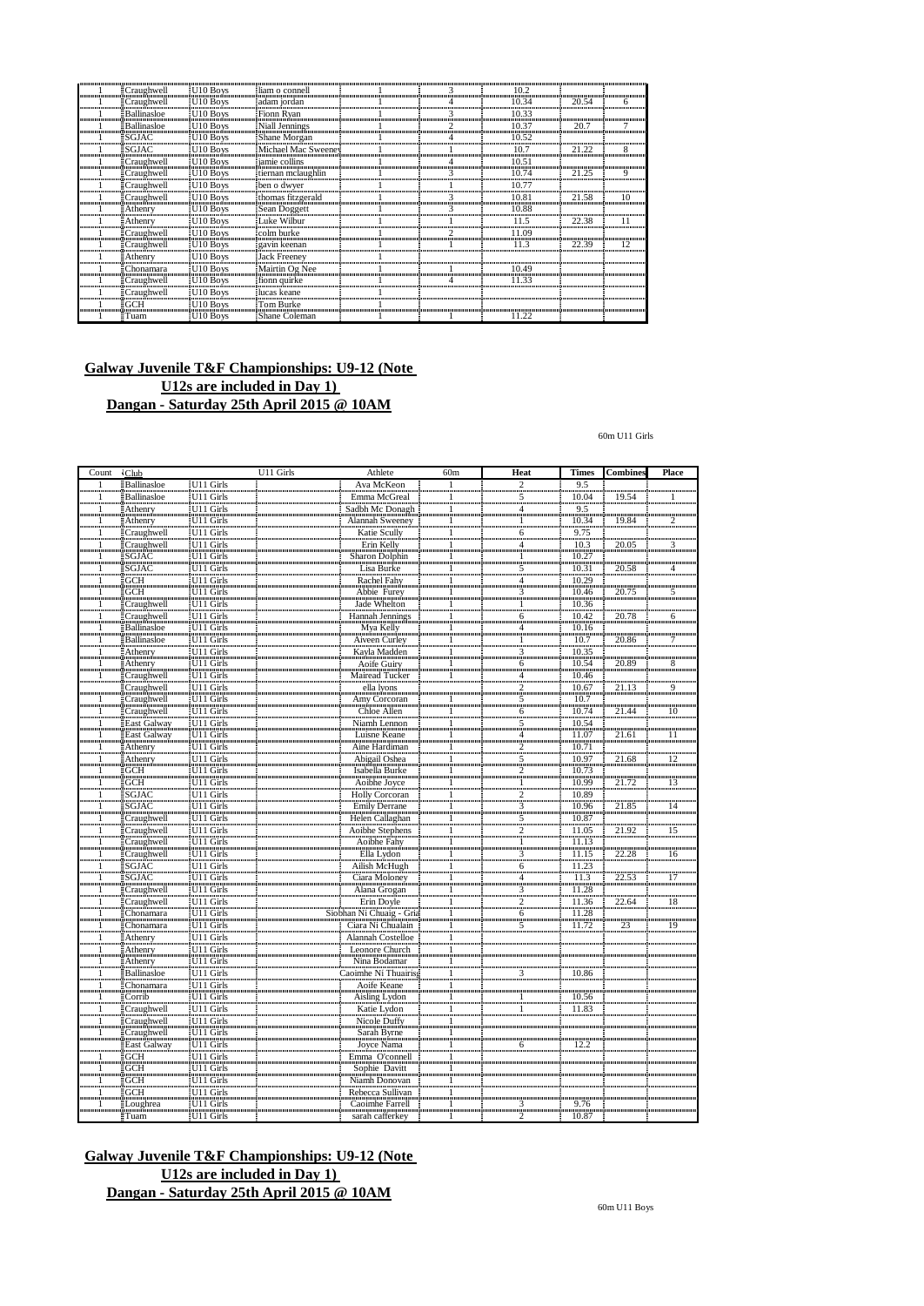| | | | | | | | | |
|---|---|---|---|---|---|---|---|---|
| 1 | Craughwell | U10 Boys | liam o connell | 1 | 3 | 10.2 | | |
| 1 | Craughwell | U10 Boys | adam jordan | 1 | 4 | 10.34 | 20.54 | 6 |
| 1 | Ballinasloe | U10 Boys | Fionn Ryan | 1 | 3 | 10.33 | | |
| 1 | Ballinasloe | U10 Boys | Niall Jennings | 1 | 2 | 10.37 | 20.7 | 7 |
| 1 | SGJAC | U10 Boys | Shane Morgan | 1 | 4 | 10.52 | | |
| 1 | SGJAC | U10 Boys | Michael Mac Sweeney | 1 | 1 | 10.7 | 21.22 | 8 |
| 1 | Craughwell | U10 Boys | jamie collins | 1 | 4 | 10.51 | | |
| 1 | Craughwell | U10 Boys | tiernan mclaughlin | 1 | 3 | 10.74 | 21.25 | 9 |
| 1 | Craughwell | U10 Boys | ben o dwyer | 1 | 1 | 10.77 | | |
| 1 | Craughwell | U10 Boys | thomas fitzgerald | 1 | 3 | 10.81 | 21.58 | 10 |
| 1 | Athenry | U10 Boys | Sean Doggett | 1 | 3 | 10.88 | | |
| 1 | Athenry | U10 Boys | Luke Wilbur | 1 | 1 | 11.5 | 22.38 | 11 |
| 1 | Craughwell | U10 Boys | colm burke | 1 | 2 | 11.09 | | |
| 1 | Craughwell | U10 Boys | gavin keenan | 1 | 1 | 11.3 | 22.39 | 12 |
| 1 | Athenry | U10 Boys | Jack Freeney | 1 | | | | |
| 1 | Chonamara | U10 Boys | Mairtin Og Nee | 1 | 1 | 10.49 | | |
| 1 | Craughwell | U10 Boys | fionn quirke | 1 | 4 | 11.33 | | |
| 1 | Craughwell | U10 Boys | lucas keane | 1 | | | | |
| 1 | GCH | U10 Boys | Tom Burke | 1 | | | | |
| 1 | Tuam | U10 Boys | Shane Coleman | 1 | 1 | 11.22 | | |

## Galway Juvenile T&F Championships: U9-12 (Note U12s are included in Day 1)
## Dangan - Saturday 25th April 2015 @ 10AM

60m U11 Girls

| Count | Club | | U11 Girls | Athlete | 60m | Heat | Times | Combines | Place |
|---|---|---|---|---|---|---|---|---|---|
| 1 | Ballinasloe | U11 Girls | | Ava McKeon | 1 | 2 | 9.5 | | |
| 1 | Ballinasloe | U11 Girls | | Emma McGreal | 1 | 5 | 10.04 | 19.54 | 1 |
| 1 | Athenry | U11 Girls | | Sadbh Mc Donagh | 1 | 4 | 9.5 | | |
| 1 | Athenry | U11 Girls | | Alannah Sweeney | 1 | 1 | 10.34 | 19.84 | 2 |
| 1 | Craughwell | U11 Girls | | Katie Scully | 1 | 6 | 9.75 | | |
| 1 | Craughwell | U11 Girls | | Erin Kelly | 1 | 4 | 10.3 | 20.05 | 3 |
| 1 | SGJAC | U11 Girls | | Sharon Dolphin | 1 | 1 | 10.27 | | |
| 1 | SGJAC | U11 Girls | | Lisa Burke | 1 | 5 | 10.31 | 20.58 | 4 |
| 1 | GCH | U11 Girls | | Rachel Fahy | 1 | 4 | 10.29 | | |
| 1 | GCH | U11 Girls | | Abbie Furey | 1 | 3 | 10.46 | 20.75 | 5 |
| 1 | Craughwell | U11 Girls | | Jade Whelton | 1 | 1 | 10.36 | | |
| 1 | Craughwell | U11 Girls | | Hannah Jennings | 1 | 6 | 10.42 | 20.78 | 6 |
| 1 | Ballinasloe | U11 Girls | | Mya Kelly | 1 | 4 | 10.16 | | |
| 1 | Ballinasloe | U11 Girls | | Aiveen Curley | 1 | 1 | 10.7 | 20.86 | 7 |
| 1 | Athenry | U11 Girls | | Kayla Madden | 1 | 3 | 10.35 | | |
| 1 | Athenry | U11 Girls | | Aoife Guiry | 1 | 6 | 10.54 | 20.89 | 8 |
| 1 | Craughwell | U11 Girls | | Mairead Tucker | 1 | 4 | 10.46 | | |
| | Craughwell | U11 Girls | | ella lyons | 1 | 2 | 10.67 | 21.13 | 9 |
| 1 | Craughwell | U11 Girls | | Amy Corcoran | 1 | 5 | 10.7 | | |
| 1 | Craughwell | U11 Girls | | Chloe Allen | 1 | 6 | 10.74 | 21.44 | 10 |
| 1 | East Galway | U11 Girls | | Niamh Lennon | 1 | 5 | 10.54 | | |
| 1 | East Galway | U11 Girls | | Luisne Keane | 1 | 4 | 11.07 | 21.61 | 11 |
| 1 | Athenry | U11 Girls | | Aine Hardiman | 1 | 2 | 10.71 | | |
| 1 | Athenry | U11 Girls | | Abigail Oshea | 1 | 5 | 10.97 | 21.68 | 12 |
| 1 | GCH | U11 Girls | | Isabella Burke | 1 | 2 | 10.73 | | |
| 1 | GCH | U11 Girls | | Aoibhe Joyce | 1 | 1 | 10.99 | 21.72 | 13 |
| 1 | SGJAC | U11 Girls | | Holly Corcoran | 1 | 2 | 10.89 | | |
| 1 | SGJAC | U11 Girls | | Emily Derrane | 1 | 3 | 10.96 | 21.85 | 14 |
| 1 | Craughwell | U11 Girls | | Helen Callaghan | 1 | 5 | 10.87 | | |
| 1 | Craughwell | U11 Girls | | Aoibhe Stephens | 1 | 2 | 11.05 | 21.92 | 15 |
| 1 | Craughwell | U11 Girls | | Aoibhe Fahy | 1 | 1 | 11.13 | | |
| 1 | Craughwell | U11 Girls | | Ella Lydon | 1 | 3 | 11.15 | 22.28 | 16 |
| 1 | SGJAC | U11 Girls | | Ailish McHugh | 1 | 6 | 11.23 | | |
| 1 | SGJAC | U11 Girls | | Ciara Moloney | 1 | 4 | 11.3 | 22.53 | 17 |
| 1 | Craughwell | U11 Girls | | Alana Grogan | 1 | 3 | 11.28 | | |
| 1 | Craughwell | U11 Girls | | Erin Doyle | 1 | 2 | 11.36 | 22.64 | 18 |
| 1 | Chonamara | U11 Girls | | Siobhan Ni Chuaig - Gria | 1 | 6 | 11.28 | | |
| 1 | Chonamara | U11 Girls | | Ciara Ni Chualain | 1 | 5 | 11.72 | 23 | 19 |
| 1 | Athenry | U11 Girls | | Alannah Costelloe | 1 | | | | |
| 1 | Athenry | U11 Girls | | Leonore Church | 1 | | | | |
| 1 | Athenry | U11 Girls | | Nina Bodamar | 1 | | | | |
| 1 | Ballinasloe | U11 Girls | | Caoimhe Ni Thuairisg | 1 | 3 | 10.86 | | |
| 1 | Chonamara | U11 Girls | | Aoife Keane | 1 | | | | |
| 1 | Corrib | U11 Girls | | Aisling Lydon | 1 | 1 | 10.56 | | |
| 1 | Craughwell | U11 Girls | | Katie Lydon | 1 | 1 | 11.83 | | |
| 1 | Craughwell | U11 Girls | | Nicole Duffy | 1 | | | | |
| 1 | Craughwell | U11 Girls | | Sarah Byrne | 1 | | | | |
| 1 | East Galway | U11 Girls | | Joyce Nama | 1 | 6 | 12.2 | | |
| 1 | GCH | U11 Girls | | Emma O'connell | 1 | | | | |
| 1 | GCH | U11 Girls | | Sophie Davitt | 1 | | | | |
| 1 | GCH | U11 Girls | | Niamh Donovan | 1 | | | | |
| 1 | GCH | U11 Girls | | Rebecca Sullivan | 1 | | | | |
| 1 | Loughrea | U11 Girls | | Caoimhe Farrell | 1 | 3 | 9.76 | | |
| | Tuam | U11 Girls | | sarah cafferkey | 1 | 2 | 10.87 | | |

## Galway Juvenile T&F Championships: U9-12 (Note U12s are included in Day 1)
## Dangan - Saturday 25th April 2015 @ 10AM

60m U11 Boys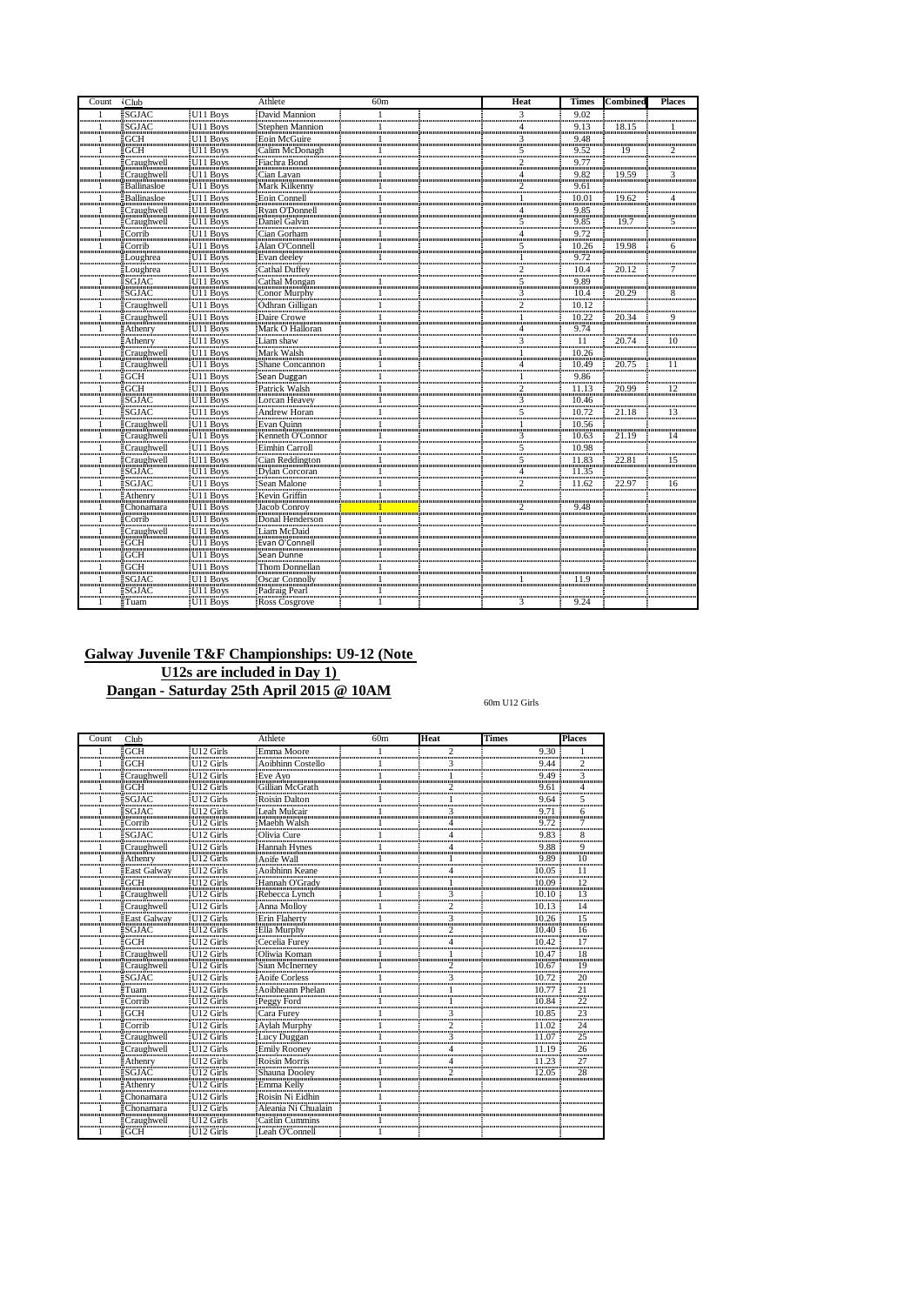| Count | Club | | Athlete | 60m | | Heat | Times | Combined | Places |
|---|---|---|---|---|---|---|---|---|---|
| 1 | SGJAC | U11 Boys | David Mannion | | | 3 | 9.02 | | |
| 1 | SGJAC | U11 Boys | Stephen Mannion | 1 | | 4 | 9.13 | 18.15 | 1 |
| 1 | GCH | U11 Boys | Eoin McGuire | 1 | | 3 | 9.48 | | |
| 1 | GCH | U11 Boys | Calim McDonagh | 1 | | 5 | 9.52 | 19 | 2 |
| 1 | Craughwell | U11 Boys | Fiachra Bond | 1 | | 2 | 9.77 | | |
| 1 | Craughwell | U11 Boys | Cian Lavan | 1 | | 4 | 9.82 | 19.59 | 3 |
| 1 | Ballinasloe | U11 Boys | Mark Kilkenny | 1 | | 2 | 9.61 | | |
| 1 | Ballinasloe | U11 Boys | Eoin Connell | 1 | | 1 | 10.01 | 19.62 | 4 |
| 1 | Craughwell | U11 Boys | Ryan O'Donnell | 1 | | 4 | 9.85 | | |
| 1 | Craughwell | U11 Boys | Daniel Galvin | 1 | | 5 | 9.85 | 19.7 | 5 |
| 1 | Corrib | U11 Boys | Cian Gorham | 1 | | 4 | 9.72 | | |
| 1 | Corrib | U11 Boys | Alan O'Connell | 1 | | 5 | 10.26 | 19.98 | 6 |
| | Loughrea | U11 Boys | Evan deeley | 1 | | 1 | 9.72 | | |
| | Loughrea | U11 Boys | Cathal Duffey | | | 2 | 10.4 | 20.12 | 7 |
| 1 | SGJAC | U11 Boys | Cathal Mongan | 1 | | 5 | 9.89 | | |
| 1 | SGJAC | U11 Boys | Conor Murphy | 1 | | 3 | 10.4 | 20.29 | 8 |
| 1 | Craughwell | U11 Boys | Odhran Gilligan | 1 | | 2 | 10.12 | | |
| 1 | Craughwell | U11 Boys | Daire Crowe | 1 | | 1 | 10.22 | 20.34 | 9 |
| 1 | Athenry | U11 Boys | Mark O Halloran | 1 | | 4 | 9.74 | | |
| | Athenry | U11 Boys | Liam shaw | 1 | | 3 | 11 | 20.74 | 10 |
| 1 | Craughwell | U11 Boys | Mark Walsh | 1 | | 1 | 10.26 | | |
| 1 | Craughwell | U11 Boys | Shane Concannon | 1 | | 4 | 10.49 | 20.75 | 11 |
| 1 | GCH | U11 Boys | Sean Duggan | 1 | | 1 | 9.86 | | |
| 1 | GCH | U11 Boys | Patrick Walsh | 1 | | 2 | 11.13 | 20.99 | 12 |
| 1 | SGJAC | U11 Boys | Lorcan Heavey | 1 | | 3 | 10.46 | | |
| 1 | SGJAC | U11 Boys | Andrew Horan | 1 | | 5 | 10.72 | 21.18 | 13 |
| 1 | Craughwell | U11 Boys | Evan Quinn | 1 | | 1 | 10.56 | | |
| 1 | Craughwell | U11 Boys | Kenneth O'Connor | 1 | | 3 | 10.63 | 21.19 | 14 |
| 1 | Craughwell | U11 Boys | Eimhin Carroll | 1 | | 5 | 10.98 | | |
| 1 | Craughwell | U11 Boys | Cian Reddington | 1 | | 5 | 11.83 | 22.81 | 15 |
| 1 | SGJAC | U11 Boys | Dylan Corcoran | 1 | | 4 | 11.35 | | |
| 1 | SGJAC | U11 Boys | Sean Malone | 1 | | 2 | 11.62 | 22.97 | 16 |
| 1 | Athenry | U11 Boys | Kevin Griffin | 1 | | | | | |
| 1 | Chonamara | U11 Boys | Jacob Conroy | 1 | | 2 | 9.48 | | |
| 1 | Corrib | U11 Boys | Donal Henderson | 1 | | | | | |
| 1 | Craughwell | U11 Boys | Liam McDaid | 1 | | | | | |
| 1 | GCH | U11 Boys | Evan O'Connell | 1 | | | | | |
| 1 | GCH | U11 Boys | Sean Dunne | 1 | | | | | |
| 1 | GCH | U11 Boys | Thom Donnellan | 1 | | | | | |
| 1 | SGJAC | U11 Boys | Oscar Connolly | 1 | | 1 | 11.9 | | |
| 1 | SGJAC | U11 Boys | Padraig Pearl | 1 | | | | | |
| 1 | Tuam | U11 Boys | Ross Cosgrove | 1 | | 3 | 9.24 | | |

## Galway Juvenile T&F Championships: U9-12 (Note U12s are included in Day 1)

## Dangan - Saturday 25th April 2015 @ 10AM

60m U12 Girls

| Count | Club | | Athlete | 60m | Heat | Times | Places |
|---|---|---|---|---|---|---|---|
| 1 | GCH | U12 Girls | Emma Moore | 1 | 2 | 9.30 | 1 |
| 1 | GCH | U12 Girls | Aoibhinn Costello | 1 | 3 | 9.44 | 2 |
| 1 | Craughwell | U12 Girls | Eve Ayo | 1 | 1 | 9.49 | 3 |
| 1 | GCH | U12 Girls | Gillian McGrath | 1 | 2 | 9.61 | 4 |
| 1 | SGJAC | U12 Girls | Roisin Dalton | 1 | 1 | 9.64 | 5 |
| 1 | SGJAC | U12 Girls | Leah Mulcair | 1 | 3 | 9.71 | 6 |
| 1 | Corrib | U12 Girls | Maebh Walsh | 1 | 4 | 9.72 | 7 |
| 1 | SGJAC | U12 Girls | Olivia Cure | 1 | 4 | 9.83 | 8 |
| 1 | Craughwell | U12 Girls | Hannah Hynes | 1 | 4 | 9.88 | 9 |
| 1 | Athenry | U12 Girls | Aoife Wall | 1 | 1 | 9.89 | 10 |
| 1 | East Galway | U12 Girls | Aoibhinn Keane | 1 | 4 | 10.05 | 11 |
| 1 | GCH | U12 Girls | Hannah O'Grady | 1 | 1 | 10.09 | 12 |
| 1 | Craughwell | U12 Girls | Rebecca Lynch | 1 | 3 | 10.10 | 13 |
| 1 | Craughwell | U12 Girls | Anna Molloy | 1 | 2 | 10.13 | 14 |
| 1 | East Galway | U12 Girls | Erin Flaherty | 1 | 3 | 10.26 | 15 |
| 1 | SGJAC | U12 Girls | Ella Murphy | 1 | 2 | 10.40 | 16 |
| 1 | GCH | U12 Girls | Cecelia Furey | 1 | 4 | 10.42 | 17 |
| 1 | Craughwell | U12 Girls | Oliwia Koman | 1 | 1 | 10.47 | 18 |
| 1 | Craughwell | U12 Girls | Siun McInerney | 1 | 2 | 10.67 | 19 |
| 1 | SGJAC | U12 Girls | Aoife Corless | 1 | 3 | 10.72 | 20 |
| 1 | Tuam | U12 Girls | Aoibheann Phelan | 1 | 1 | 10.77 | 21 |
| 1 | Corrib | U12 Girls | Peggy Ford | 1 | 1 | 10.84 | 22 |
| 1 | GCH | U12 Girls | Cara Furey | 1 | 3 | 10.85 | 23 |
| 1 | Corrib | U12 Girls | Aylah Murphy | 1 | 2 | 11.02 | 24 |
| 1 | Craughwell | U12 Girls | Lucy Duggan | 1 | 3 | 11.07 | 25 |
| 1 | Craughwell | U12 Girls | Emily Rooney | 1 | 4 | 11.19 | 26 |
| 1 | Athenry | U12 Girls | Roisin Morris | 1 | 4 | 11.23 | 27 |
| 1 | SGJAC | U12 Girls | Shauna Dooley | 1 | 2 | 12.05 | 28 |
| 1 | Athenry | U12 Girls | Emma Kelly | 1 | | | |
| 1 | Chonamara | U12 Girls | Roisin Ni Eidhin | 1 | | | |
| 1 | Chonamara | U12 Girls | Aleana Ni Chualain | 1 | | | |
| 1 | Craughwell | U12 Girls | Caitlin Cummins | 1 | | | |
| 1 | GCH | U12 Girls | Leah O'Connell | 1 | | | |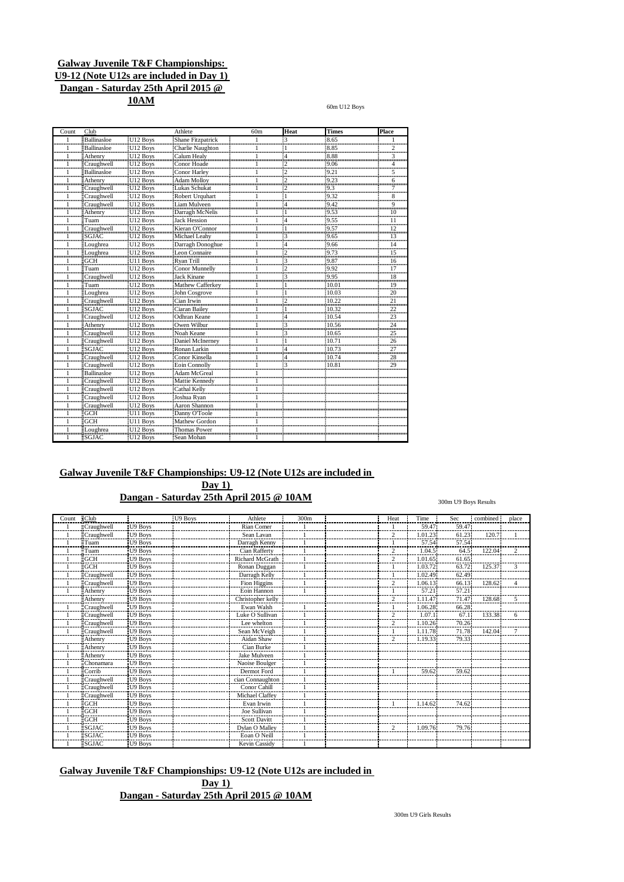**Galway Juvenile T&F Championships: U9-12 (Note U12s are included in Day 1) Dangan - Saturday 25th April 2015 @ 10AM**

60m U12 Boys

| Count | Club | | Athlete | 60m | Heat | Times | Place |
|---|---|---|---|---|---|---|---|
| 1 | Ballinasloe | U12 Boys | Shane Fitzpatrick | 1 | 3 | 8.65 | 1 |
| 1 | Ballinasloe | U12 Boys | Charlie Naughton | 1 | 1 | 8.85 | 2 |
| 1 | Athenry | U12 Boys | Calum Healy | 1 | 4 | 8.88 | 3 |
| 1 | Craughwell | U12 Boys | Conor Hoade | 1 | 2 | 9.06 | 4 |
| 1 | Ballinasloe | U12 Boys | Conor Harley | 1 | 2 | 9.21 | 5 |
| 1 | Athenry | U12 Boys | Adam Molloy | 1 | 2 | 9.23 | 6 |
| 1 | Craughwell | U12 Boys | Lukas Schukat | 1 | 2 | 9.3 | 7 |
| 1 | Craughwell | U12 Boys | Robert Urquhart | 1 | 1 | 9.32 | 8 |
| 1 | Craughwell | U12 Boys | Liam Mulveen | 1 | 4 | 9.42 | 9 |
| 1 | Athenry | U12 Boys | Darragh McNelis | 1 | 1 | 9.53 | 10 |
| 1 | Tuam | U12 Boys | Jack Hession | 1 | 4 | 9.55 | 11 |
| 1 | Craughwell | U12 Boys | Kieran O'Connor | 1 | 1 | 9.57 | 12 |
| 1 | SGJAC | U12 Boys | Michael Leahy | 1 | 3 | 9.65 | 13 |
| 1 | Loughrea | U12 Boys | Darragh Donoghue | 1 | 4 | 9.66 | 14 |
| 1 | Loughrea | U12 Boys | Leon Connaire | 1 | 2 | 9.73 | 15 |
| 1 | GCH | U11 Boys | Ryan Trill | 1 | 3 | 9.87 | 16 |
| 1 | Tuam | U12 Boys | Conor Munnelly | 1 | 2 | 9.92 | 17 |
| 1 | Craughwell | U12 Boys | Jack Kinane | 1 | 3 | 9.95 | 18 |
| 1 | Tuam | U12 Boys | Mathew Cafferkey | 1 | 1 | 10.01 | 19 |
| 1 | Loughrea | U12 Boys | John Cosgrove | 1 | 1 | 10.03 | 20 |
| 1 | Craughwell | U12 Boys | Cian Irwin | 1 | 2 | 10.22 | 21 |
| 1 | SGJAC | U12 Boys | Ciaran Bailey | 1 | 1 | 10.32 | 22 |
| 1 | Craughwell | U12 Boys | Odhran Keane | 1 | 4 | 10.54 | 23 |
| 1 | Athenry | U12 Boys | Owen Wilbur | 1 | 3 | 10.56 | 24 |
| 1 | Craughwell | U12 Boys | Noah Keane | 1 | 3 | 10.65 | 25 |
| 1 | Craughwell | U12 Boys | Daniel McInerney | 1 | 1 | 10.71 | 26 |
| 1 | SGJAC | U12 Boys | Ronan Larkin | 1 | 4 | 10.73 | 27 |
| 1 | Craughwell | U12 Boys | Conor Kinsella | 1 | 4 | 10.74 | 28 |
| 1 | Craughwell | U12 Boys | Eoin Connolly | 1 | 3 | 10.81 | 29 |
| 1 | Ballinasloe | U12 Boys | Adam McGreal | 1 | | | |
| 1 | Craughwell | U12 Boys | Mattie Kennedy | 1 | | | |
| 1 | Craughwell | U12 Boys | Cathal Kelly | 1 | | | |
| 1 | Craughwell | U12 Boys | Joshua Ryan | 1 | | | |
| 1 | Craughwell | U12 Boys | Aaron Shannon | 1 | | | |
| 1 | GCH | U11 Boys | Danny O'Toole | 1 | | | |
| 1 | GCH | U11 Boys | Mathew Gordon | 1 | | | |
| 1 | Loughrea | U12 Boys | Thomas Power | 1 | | | |
| 1 | SGJAC | U12 Boys | Sean Mohan | 1 | | | |

**Galway Juvenile T&F Championships: U9-12 (Note U12s are included in Day 1) Dangan - Saturday 25th April 2015 @ 10AM**

300m U9 Boys Results

| Count | Club | | U9 Boys | Athlete | 300m | | Heat | Time | Sec | combined | place |
|---|---|---|---|---|---|---|---|---|---|---|---|
| 1 | Craughwell | U9 Boys | | Rian Comer | 1 | | 1 | 59.47 | 59.47 | | |
| 1 | Craughwell | U9 Boys | | Sean Lavan | 1 | | 2 | 1.01.23 | 61.23 | 120.7 | 1 |
| 1 | Tuam | U9 Boys | | Darragh Kenny | 1 | | 1 | 57.54 | 57.54 | | |
| 1 | Tuam | U9 Boys | | Cian Rafferty | 1 | | 2 | 1.04.5 | 64.5 | 122.04 | 2 |
| 1 | GCH | U9 Boys | | Richard McGrath | 1 | | 2 | 1.01.65 | 61.65 | | |
| 1 | GCH | U9 Boys | | Ronan Duggan | 1 | | 1 | 1.03.72 | 63.72 | 125.37 | 3 |
| 1 | Craughwell | U9 Boys | | Darragh Kelly | 1 | | 1 | 1.02.49 | 62.49 | | |
| 1 | Craughwell | U9 Boys | | Fion Higgins | 1 | | 2 | 1.06.13 | 66.13 | 128.62 | 4 |
| 1 | Athenry | U9 Boys | | Eoin Hannon | 1 | | 1 | 57.21 | 57.21 | | |
| | Athenry | U9 Boys | | Christopher kelly | | | 2 | 1.11.47 | 71.47 | 128.68 | 5 |
| 1 | Craughwell | U9 Boys | | Ewan Walsh | 1 | | 1 | 1.06.28 | 66.28 | | |
| 1 | Craughwell | U9 Boys | | Luke O Sullivan | 1 | | 2 | 1.07.1 | 67.1 | 133.38 | 6 |
| 1 | Craughwell | U9 Boys | | Lee whelton | 1 | | 2 | 1.10.26 | 70.26 | | |
| 1 | Craughwell | U9 Boys | | Sean McVeigh | 1 | | 1 | 1.11.78 | 71.78 | 142.04 | 7 |
| | Athenry | U9 Boys | | Aidan Shaw | 1 | | 2 | 1.19.33 | 79.33 | | |
| 1 | Athenry | U9 Boys | | Cian Burke | 1 | | | | | | |
| 1 | Athenry | U9 Boys | | Jake Mulveen | 1 | | | | | | |
| 1 | Chonamara | U9 Boys | | Naoise Boulger | 1 | | | | | | |
| 1 | Corrib | U9 Boys | | Dermot Ford | 1 | | 1 | 59.62 | 59.62 | | |
| 1 | Craughwell | U9 Boys | | cian Connaughton | 1 | | | | | | |
| 1 | Craughwell | U9 Boys | | Conor Cahill | 1 | | | | | | |
| 1 | Craughwell | U9 Boys | | Michael Claffey | 1 | | | | | | |
| 1 | GCH | U9 Boys | | Evan Irwin | 1 | | 1 | 1.14.62 | 74.62 | | |
| 1 | GCH | U9 Boys | | Joe Sullivan | 1 | | | | | | |
| 1 | GCH | U9 Boys | | Scott Davitt | 1 | | | | | | |
| 1 | SGJAC | U9 Boys | | Dylan O Malley | 1 | | 2 | 1.09.76 | 79.76 | | |
| 1 | SGJAC | U9 Boys | | Eoan O Neill | 1 | | | | | | |
| 1 | SGJAC | U9 Boys | | Kevin Cassidy | 1 | | | | | | |

**Galway Juvenile T&F Championships: U9-12 (Note U12s are included in Day 1) Dangan - Saturday 25th April 2015 @ 10AM**

300m U9 Girls Results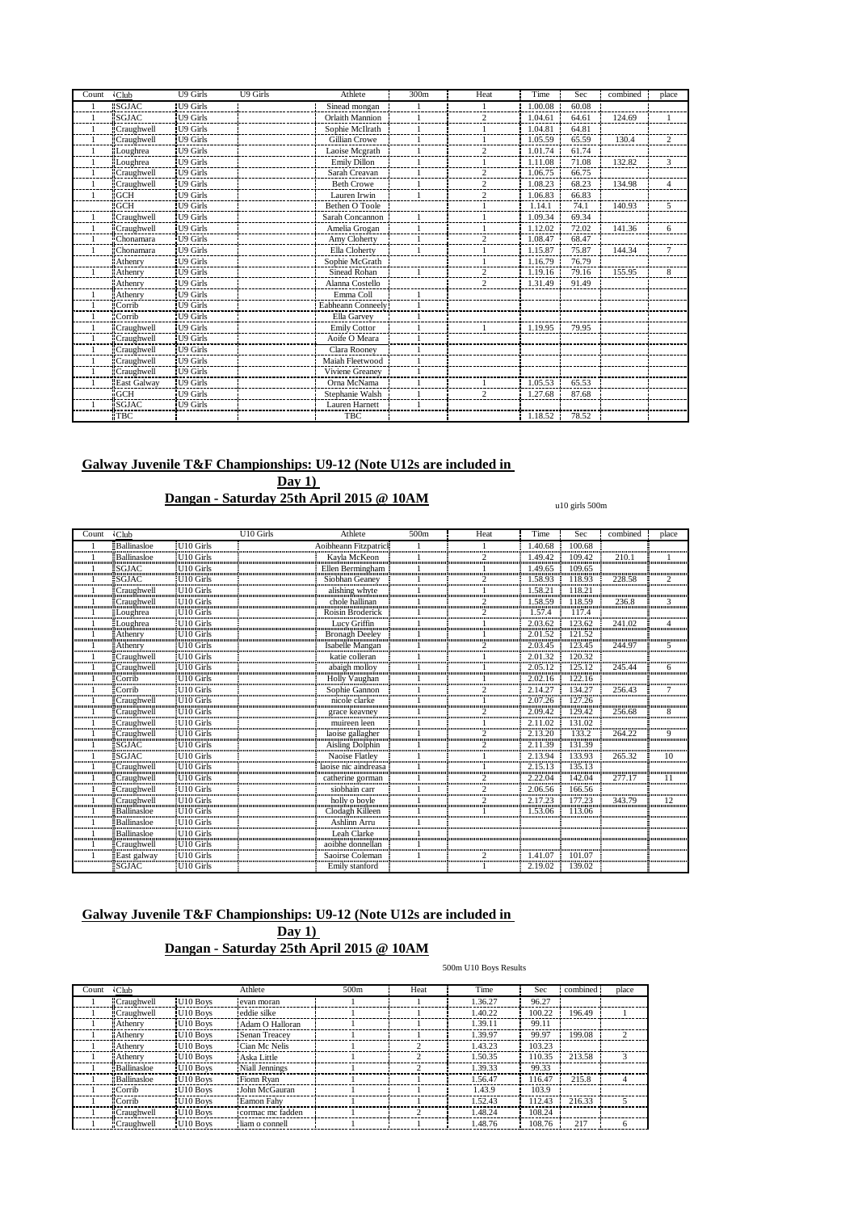| Count | Club | U9 Girls | U9 Girls | Athlete | 300m | Heat | Time | Sec | combined | place |
|---|---|---|---|---|---|---|---|---|---|---|
| 1 | SGJAC | U9 Girls | | Sinead mongan | 1 | 1 | 1.00.08 | 60.08 | | |
| 1 | SGJAC | U9 Girls | | Orlaith Mannion | 1 | 2 | 1.04.61 | 64.61 | 124.69 | 1 |
| 1 | Craughwell | U9 Girls | | Sophie McIlrath | 1 | 1 | 1.04.81 | 64.81 | | |
| 1 | Craughwell | U9 Girls | | Gillian Crowe | 1 | 1 | 1.05.59 | 65.59 | 130.4 | 2 |
| 1 | Loughrea | U9 Girls | | Laoise Mcgrath | 1 | 2 | 1.01.74 | 61.74 | | |
| 1 | Loughrea | U9 Girls | | Emily Dillon | 1 | 1 | 1.11.08 | 71.08 | 132.82 | 3 |
| 1 | Craughwell | U9 Girls | | Sarah Creavan | 1 | 2 | 1.06.75 | 66.75 | | |
| 1 | Craughwell | U9 Girls | | Beth Crowe | 1 | 2 | 1.08.23 | 68.23 | 134.98 | 4 |
| 1 | GCH | U9 Girls | | Lauren Irwin | 1 | 2 | 1.06.83 | 66.83 | | |
| | GCH | U9 Girls | | Bethen O Toole | | 1 | 1.14.1 | 74.1 | 140.93 | 5 |
| 1 | Craughwell | U9 Girls | | Sarah Concannon | 1 | 1 | 1.09.34 | 69.34 | | |
| 1 | Craughwell | U9 Girls | | Amelia Grogan | 1 | 1 | 1.12.02 | 72.02 | 141.36 | 6 |
| 1 | Chonamara | U9 Girls | | Amy Cloherty | 1 | 2 | 1.08.47 | 68.47 | | |
| 1 | Chonamara | U9 Girls | | Ella Cloherty | 1 | 1 | 1.15.87 | 75.87 | 144.34 | 7 |
| | Athenry | U9 Girls | | Sophie McGrath | | 1 | 1.16.79 | 76.79 | | |
| 1 | Athenry | U9 Girls | | Sinead Rohan | 1 | 2 | 1.19.16 | 79.16 | 155.95 | 8 |
| | Athenry | U9 Girls | | Alanna Costello | | 2 | 1.31.49 | 91.49 | | |
| 1 | Athenry | U9 Girls | | Emma Coll | 1 | | | | | |
| 1 | Corrib | U9 Girls | | Eabheann Conneely | 1 | | | | | |
| | Corrib | U9 Girls | | Ella Garvey | | | | | | |
| 1 | Craughwell | U9 Girls | | Emily Cottor | 1 | 1 | 1.19.95 | 79.95 | | |
| 1 | Craughwell | U9 Girls | | Aoife O Meara | 1 | | | | | |
| 1 | Craughwell | U9 Girls | | Clara Rooney | 1 | | | | | |
| 1 | Craughwell | U9 Girls | | Maiah Fleetwood | 1 | | | | | |
| 1 | Craughwell | U9 Girls | | Viviene Greaney | 1 | | | | | |
| 1 | East Galway | U9 Girls | | Orna McNama | 1 | 1 | 1.05.53 | 65.53 | | |
| | GCH | U9 Girls | | Stephanie Walsh | 1 | 2 | 1.27.68 | 87.68 | | |
| 1 | SGJAC | U9 Girls | | Lauren Harnett | 1 | | | | | |
| | TBC | | | TBC | | | 1.18.52 | 78.52 | | |

**Galway Juvenile T&F Championships: U9-12 (Note U12s are included in Day 1)**

**Dangan - Saturday 25th April 2015 @ 10AM**

u10 girls 500m

| Count | Club | | U10 Girls | Athlete | 500m | Heat | Time | Sec | combined | place |
|---|---|---|---|---|---|---|---|---|---|---|
| 1 | Ballinasloe | U10 Girls | | Aoibheann Fitzpatrick | 1 | 1 | 1.40.68 | 100.68 | | |
| 1 | Ballinasloe | U10 Girls | | Kayla McKeon | 1 | 2 | 1.49.42 | 109.42 | 210.1 | 1 |
| 1 | SGJAC | U10 Girls | | Ellen Bermingham | 1 | 1 | 1.49.65 | 109.65 | | |
| 1 | SGJAC | U10 Girls | | Siobhan Geaney | 1 | 2 | 1.58.93 | 118.93 | 228.58 | 2 |
| 1 | Craughwell | U10 Girls | | alishing whyte | 1 | 1 | 1.58.21 | 118.21 | | |
| 1 | Craughwell | U10 Girls | | chole hallinan | 1 | 2 | 1.58.59 | 118.59 | 236.8 | 3 |
| 1 | Loughrea | U10 Girls | | Roisin Broderick | 1 | 2 | 1.57.4 | 117.4 | | |
| 1 | Loughrea | U10 Girls | | Lucy Griffin | 1 | 1 | 2.03.62 | 123.62 | 241.02 | 4 |
| 1 | Athenry | U10 Girls | | Bronagh Deeley | 1 | 1 | 2.01.52 | 121.52 | | |
| 1 | Athenry | U10 Girls | | Isabelle Mangan | 1 | 2 | 2.03.45 | 123.45 | 244.97 | 5 |
| 1 | Craughwell | U10 Girls | | katie colleran | 1 | 1 | 2.01.32 | 120.32 | | |
| 1 | Craughwell | U10 Girls | | abaigh molloy | 1 | 1 | 2.05.12 | 125.12 | 245.44 | 6 |
| 1 | Corrib | U10 Girls | | Holly Vaughan | 1 | 1 | 2.02.16 | 122.16 | | |
| 1 | Corrib | U10 Girls | | Sophie Gannon | 1 | 2 | 2.14.27 | 134.27 | 256.43 | 7 |
| 1 | Craughwell | U10 Girls | | nicole clarke | 1 | 1 | 2.07.26 | 127.26 | | |
| 1 | Craughwell | U10 Girls | | grace keavney | 1 | 2 | 2.09.42 | 129.42 | 256.68 | 8 |
| 1 | Craughwell | U10 Girls | | muireen leen | 1 | 1 | 2.11.02 | 131.02 | | |
| 1 | Craughwell | U10 Girls | | laoise gallagher | 1 | 2 | 2.13.20 | 133.2 | 264.22 | 9 |
| 1 | SGJAC | U10 Girls | | Aisling Dolphin | 1 | 2 | 2.11.39 | 131.39 | | |
| 1 | SGJAC | U10 Girls | | Naoise Flatley | 1 | 1 | 2.13.94 | 133.93 | 265.32 | 10 |
| 1 | Craughwell | U10 Girls | | laoise nic aindreasa | 1 | 1 | 2.15.13 | 135.13 | | |
| 1 | Craughwell | U10 Girls | | catherine gorman | 1 | 2 | 2.22.04 | 142.04 | 277.17 | 11 |
| 1 | Craughwell | U10 Girls | | siobhain carr | 1 | 2 | 2.06.56 | 166.56 | | |
| 1 | Craughwell | U10 Girls | | holly o boyle | 1 | 2 | 2.17.23 | 177.23 | 343.79 | 12 |
| 1 | Ballinasloe | U10 Girls | | Clodagh Killeen | 1 | 1 | 1.53.06 | 113.06 | | |
| 1 | Ballinasloe | U10 Girls | | Ashlinn Arru | 1 | | | | | |
| 1 | Ballinasloe | U10 Girls | | Leah Clarke | 1 | | | | | |
| 1 | Craughwell | U10 Girls | | aoibhe donnellan | 1 | | | | | |
| 1 | East galway | U10 Girls | | Saoirse Coleman | 1 | 2 | 1.41.07 | 101.07 | | |
| | SGJAC | U10 Girls | | Emily stanford | | 1 | 2.19.02 | 139.02 | | |

**Galway Juvenile T&F Championships: U9-12 (Note U12s are included in Day 1)**

**Dangan - Saturday 25th April 2015 @ 10AM**

500m U10 Boys Results

| Count | Club | | Athlete | 500m | Heat | Time | Sec | combined | place |
|---|---|---|---|---|---|---|---|---|---|
| 1 | Craughwell | U10 Boys | evan moran | 1 | 1 | 1.36.27 | 96.27 | | |
| 1 | Craughwell | U10 Boys | eddie silke | 1 | 1 | 1.40.22 | 100.22 | 196.49 | 1 |
| 1 | Athenry | U10 Boys | Adam O Halloran | 1 | 1 | 1.39.11 | 99.11 | | |
| 1 | Athenry | U10 Boys | Senan Treacey | 1 | 1 | 1.39.97 | 99.97 | 199.08 | 2 |
| 1 | Athenry | U10 Boys | Cian Mc Nelis | 1 | 2 | 1.43.23 | 103.23 | | |
| 1 | Athenry | U10 Boys | Aska Little | 1 | 2 | 1.50.35 | 110.35 | 213.58 | 3 |
| 1 | Ballinasloe | U10 Boys | Niall Jennings | 1 | 2 | 1.39.33 | 99.33 | | |
| 1 | Ballinasloe | U10 Boys | Fionn Ryan | 1 | 1 | 1.56.47 | 116.47 | 215.8 | 4 |
| 1 | Corrib | U10 Boys | John McGauran | 1 | 1 | 1.43.9 | 103.9 | | |
| 1 | Corrib | U10 Boys | Eamon Fahy | 1 | 1 | 1.52.43 | 112.43 | 216.33 | 5 |
| 1 | Craughwell | U10 Boys | cormac mc fadden | 1 | 2 | 1.48.24 | 108.24 | | |
| 1 | Craughwell | U10 Boys | liam o connell | 1 | 1 | 1.48.76 | 108.76 | 217 | 6 |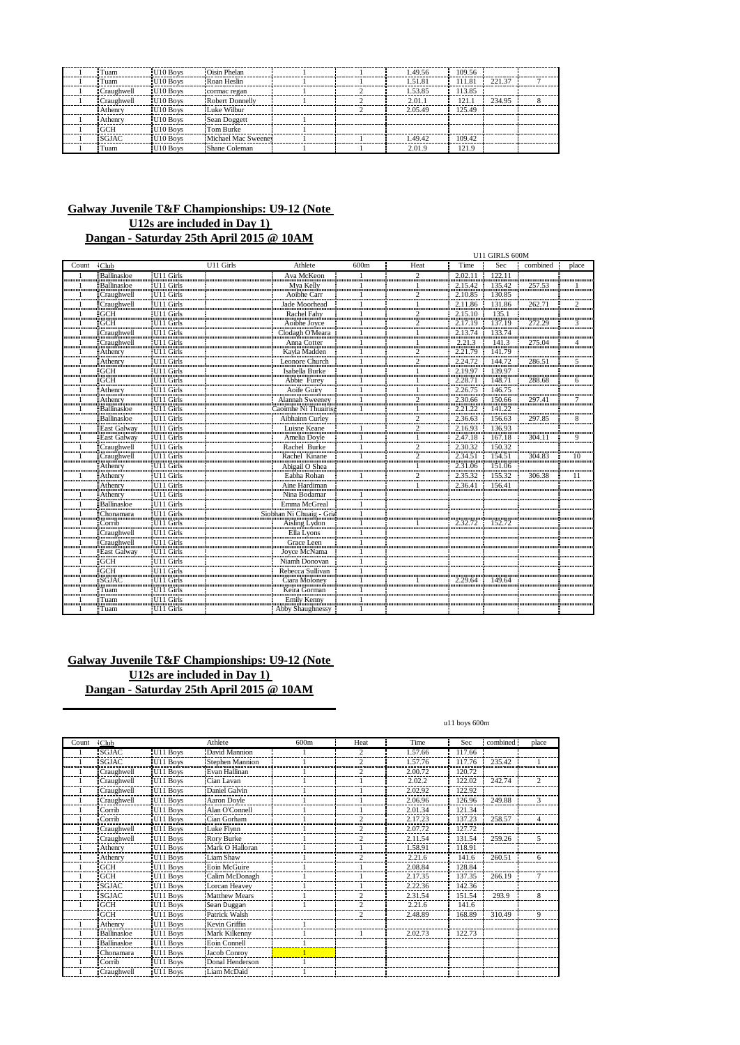| | | | | | | | | | |
|---|---|---|---|---|---|---|---|---|---|
| 1 | Tuam | U10 Boys | Oisin Phelan | 1 | 1 | 1.49.56 | 109.56 | | |
| 1 | Tuam | U10 Boys | Roan Heslin | 1 | 1 | 1.51.81 | 111.81 | 221.37 | 7 |
| 1 | Craughwell | U10 Boys | cormac regan | 1 | 2 | 1.53.85 | 113.85 | | |
| 1 | Craughwell | U10 Boys | Robert Donnelly | 1 | 2 | 2.01.1 | 121.1 | 234.95 | 8 |
| | Athenry | U10 Boys | Luke Wilbur | | 2 | 2.05.49 | 125.49 | | |
| 1 | Athenry | U10 Boys | Sean Doggett | 1 | | | | | |
| 1 | GCH | U10 Boys | Tom Burke | 1 | | | | | |
| 1 | SGJAC | U10 Boys | Michael Mac Sweeney | 1 | 1 | 1.49.42 | 109.42 | | |
| 1 | Tuam | U10 Boys | Shane Coleman | 1 | 1 | 2.01.9 | 121.9 | | |

**Galway Juvenile T&F Championships: U9-12 (Note U12s are included in Day 1)**

**Dangan - Saturday 25th April 2015 @ 10AM**

U11 GIRLS 600M

| Count | Club | U11 Girls | U11 Girls | Athlete | 600m | Heat | Time | Sec | combined | place |
|---|---|---|---|---|---|---|---|---|---|---|
| 1 | Ballinasloe | U11 Girls | | Ava McKeon | 1 | 2 | 2.02.11 | 122.11 | | |
| 1 | Ballinasloe | U11 Girls | | Mya Kelly | 1 | 1 | 2.15.42 | 135.42 | 257.53 | 1 |
| 1 | Craughwell | U11 Girls | | Aoibhe Carr | 1 | 2 | 2.10.85 | 130.85 | | |
| 1 | Craughwell | U11 Girls | | Jade Moorhead | 1 | 1 | 2.11.86 | 131.86 | 262.71 | 2 |
| 1 | GCH | U11 Girls | | Rachel Fahy | 1 | 2 | 2.15.10 | 135.1 | | |
| 1 | GCH | U11 Girls | | Aoibhe Joyce | 1 | 2 | 2.17.19 | 137.19 | 272.29 | 3 |
| 1 | Craughwell | U11 Girls | | Clodagh O'Meara | 1 | 1 | 2.13.74 | 133.74 | | |
| 1 | Craughwell | U11 Girls | | Anna Cotter | 1 | 1 | 2.21.3 | 141.3 | 275.04 | 4 |
| 1 | Athenry | U11 Girls | | Kayla Madden | 1 | 2 | 2.21.79 | 141.79 | | |
| 1 | Athenry | U11 Girls | | Leonore Church | 1 | 2 | 2.24.72 | 144.72 | 286.51 | 5 |
| 1 | GCH | U11 Girls | | Isabella Burke | 1 | 1 | 2.19.97 | 139.97 | | |
| 1 | GCH | U11 Girls | | Abbie Furey | 1 | 1 | 2.28.71 | 148.71 | 288.68 | 6 |
| 1 | Athenry | U11 Girls | | Aoife Guiry | 1 | 1 | 2.26.75 | 146.75 | | |
| 1 | Athenry | U11 Girls | | Alannah Sweeney | 1 | 2 | 2.30.66 | 150.66 | 297.41 | 7 |
| 1 | Ballinasloe | U11 Girls | | Caoimhe Ni Thuairisg | 1 | 1 | 2.21.22 | 141.22 | | |
| | Ballinasloe | U11 Girls | | Aibhainn Curley | | 2 | 2.36.63 | 156.63 | 297.85 | 8 |
| 1 | East Galway | U11 Girls | | Luisne Keane | 1 | 2 | 2.16.93 | 136.93 | | |
| 1 | East Galway | U11 Girls | | Amelia Doyle | 1 | 1 | 2.47.18 | 167.18 | 304.11 | 9 |
| 1 | Craughwell | U11 Girls | | Rachel Burke | 1 | 2 | 2.30.32 | 150.32 | | |
| 1 | Craughwell | U11 Girls | | Rachel Kinane | 1 | 2 | 2.34.51 | 154.51 | 304.83 | 10 |
| | Athenry | U11 Girls | | Abigail O Shea | | 1 | 2.31.06 | 151.06 | | |
| 1 | Athenry | U11 Girls | | Eabha Rohan | 1 | 2 | 2.35.32 | 155.32 | 306.38 | 11 |
| | Athenry | U11 Girls | | Aine Hardiman | | 1 | 2.36.41 | 156.41 | | |
| 1 | Athenry | U11 Girls | | Nina Bodamar | 1 | | | | | |
| 1 | Ballinasloe | U11 Girls | | Emma McGreal | 1 | | | | | |
| 1 | Chonamara | U11 Girls | | Siobhan Ni Chuaig - Gria | 1 | | | | | |
| 1 | Corrib | U11 Girls | | Aisling Lydon | 1 | 1 | 2.32.72 | 152.72 | | |
| 1 | Craughwell | U11 Girls | | Ella Lyons | 1 | | | | | |
| 1 | Craughwell | U11 Girls | | Grace Leen | 1 | | | | | |
| 1 | East Galway | U11 Girls | | Joyce McNama | 1 | | | | | |
| 1 | GCH | U11 Girls | | Niamh Donovan | 1 | | | | | |
| 1 | GCH | U11 Girls | | Rebecca Sullivan | 1 | | | | | |
| 1 | SGJAC | U11 Girls | | Ciara Moloney | 1 | 1 | 2.29.64 | 149.64 | | |
| 1 | Tuam | U11 Girls | | Keira Gorman | 1 | | | | | |
| 1 | Tuam | U11 Girls | | Emily Kenny | 1 | | | | | |
| 1 | Tuam | U11 Girls | | Abby Shaughnessy | 1 | | | | | |

**Galway Juvenile T&F Championships: U9-12 (Note U12s are included in Day 1)**

**Dangan - Saturday 25th April 2015 @ 10AM**

u11 boys 600m

| Count | Club | | Athlete | 600m | Heat | Time | Sec | combined | place |
|---|---|---|---|---|---|---|---|---|---|
| 1 | SGJAC | U11 Boys | David Mannion | 1 | 2 | 1.57.66 | 117.66 | | |
| 1 | SGJAC | U11 Boys | Stephen Mannion | 1 | 2 | 1.57.76 | 117.76 | 235.42 | 1 |
| 1 | Craughwell | U11 Boys | Evan Hallinan | 1 | 2 | 2.00.72 | 120.72 | | |
| 1 | Craughwell | U11 Boys | Cian Lavan | 1 | 1 | 2.02.2 | 122.02 | 242.74 | 2 |
| 1 | Craughwell | U11 Boys | Daniel Galvin | 1 | | 2.02.92 | 122.92 | | |
| 1 | Craughwell | U11 Boys | Aaron Doyle | 1 | 1 | 2.06.96 | 126.96 | 249.88 | 3 |
| 1 | Corrib | U11 Boys | Alan O'Connell | 1 | 1 | 2.01.34 | 121.34 | | |
| 1 | Corrib | U11 Boys | Cian Gorham | 1 | 2 | 2.17.23 | 137.23 | 258.57 | 4 |
| 1 | Craughwell | U11 Boys | Luke Flynn | 1 | 2 | 2.07.72 | 127.72 | | |
| 1 | Craughwell | U11 Boys | Rory Burke | 1 | 2 | 2.11.54 | 131.54 | 259.26 | 5 |
| 1 | Athenry | U11 Boys | Mark O Halloran | 1 | 1 | 1.58.91 | 118.91 | | |
| 1 | Athenry | U11 Boys | Liam Shaw | 1 | 2 | 2.21.6 | 141.6 | 260.51 | 6 |
| 1 | GCH | U11 Boys | Eoin McGuire | 1 | 1 | 2.08.84 | 128.84 | | |
| 1 | GCH | U11 Boys | Calim McDonagh | 1 | 1 | 2.17.35 | 137.35 | 266.19 | 7 |
| 1 | SGJAC | U11 Boys | Lorcan Heavey | 1 | 1 | 2.22.36 | 142.36 | | |
| 1 | SGJAC | U11 Boys | Matthew Mears | 1 | 2 | 2.31.54 | 151.54 | 293.9 | 8 |
| 1 | GCH | U11 Boys | Sean Duggan | 1 | 2 | 2.21.6 | 141.6 | | |
| | GCH | U11 Boys | Patrick Walsh | | 2 | 2.48.89 | 168.89 | 310.49 | 9 |
| 1 | Athenry | U11 Boys | Kevin Griffin | 1 | | | | | |
| 1 | Ballinasloe | U11 Boys | Mark Kilkenny | 1 | 1 | 2.02.73 | 122.73 | | |
| 1 | Ballinasloe | U11 Boys | Eoin Connell | 1 | | | | | |
| 1 | Chonamara | U11 Boys | Jacob Conroy | 1 | | | | | |
| 1 | Corrib | U11 Boys | Donal Henderson | 1 | | | | | |
| 1 | Craughwell | U11 Boys | Liam McDaid | 1 | | | | | |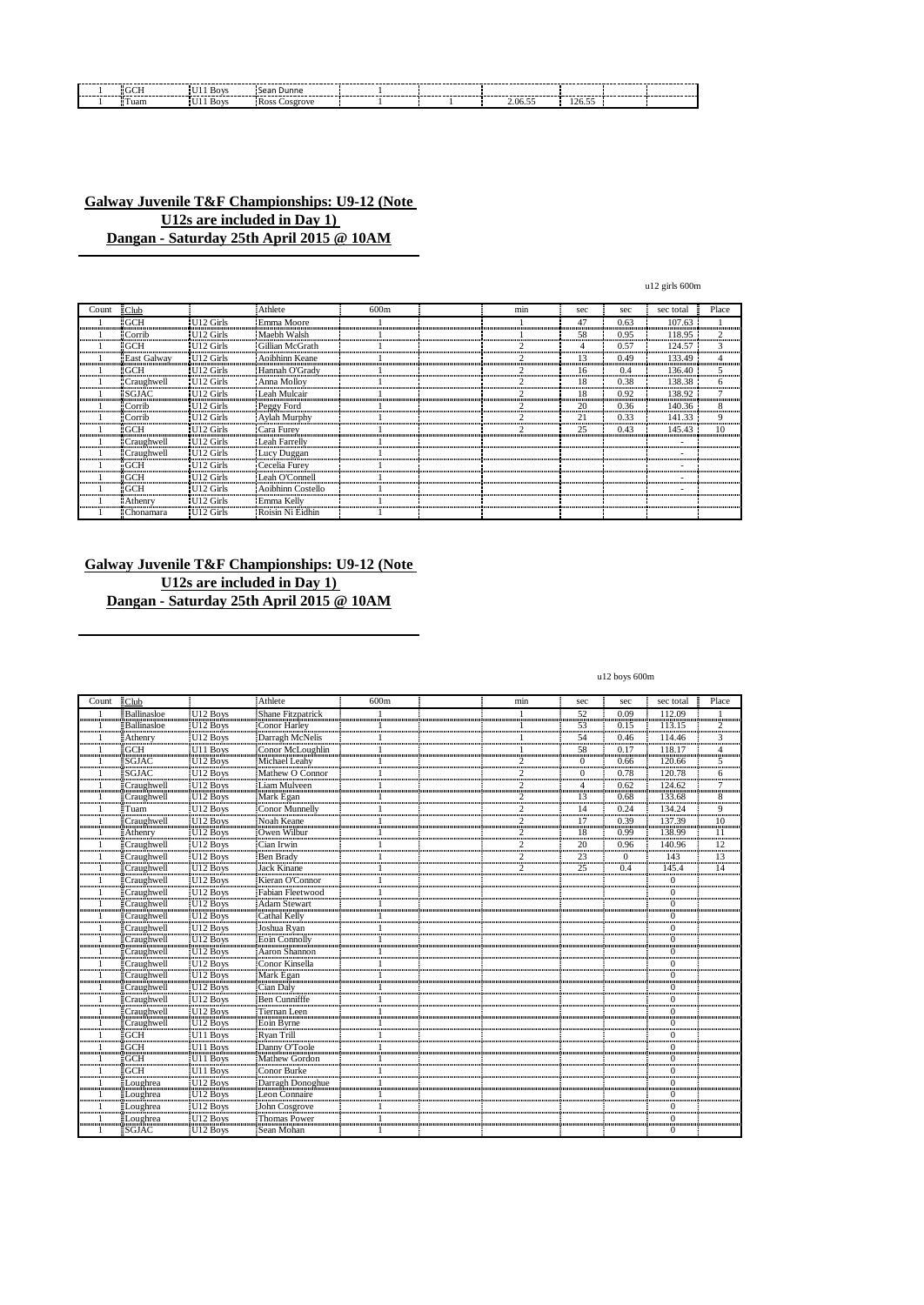| 1 | GCH | U11 Boys | Sean Dunne | 1 | | | | | | |
|---|---|---|---|---|---|---|---|---|---|---|
| 1 | Tuam | U11 Boys | Ross Cosgrove | 1 | | 1 | 2.06.55 | 126.55 | | |

**Galway Juvenile T&F Championships: U9-12 (Note U12s are included in Day 1)**
**Dangan - Saturday 25th April 2015 @ 10AM**

u12 girls 600m

| Count | Club | | Athlete | 600m | | min | sec | sec | sec total | Place |
|---|---|---|---|---|---|---|---|---|---|---|
| 1 | GCH | U12 Girls | Emma Moore | 1 | | 1 | 47 | 0.63 | 107.63 | 1 |
| 1 | Corrib | U12 Girls | Maebh Walsh | 1 | | 1 | 58 | 0.95 | 118.95 | 2 |
| 1 | GCH | U12 Girls | Gillian McGrath | 1 | | 2 | 4 | 0.57 | 124.57 | 3 |
| 1 | East Galway | U12 Girls | Aoibhinn Keane | 1 | | 2 | 13 | 0.49 | 133.49 | 4 |
| 1 | GCH | U12 Girls | Hannah O'Grady | 1 | | 2 | 16 | 0.4 | 136.40 | 5 |
| 1 | Craughwell | U12 Girls | Anna Molloy | 1 | | 2 | 18 | 0.38 | 138.38 | 6 |
| 1 | SGJAC | U12 Girls | Leah Mulcair | 1 | | 2 | 18 | 0.92 | 138.92 | 7 |
| 1 | Corrib | U12 Girls | Peggy Ford | 1 | | 2 | 20 | 0.36 | 140.36 | 8 |
| 1 | Corrib | U12 Girls | Aylah Murphy | 1 | | 2 | 21 | 0.33 | 141.33 | 9 |
| 1 | GCH | U12 Girls | Cara Furey | 1 | | 2 | 25 | 0.43 | 145.43 | 10 |
| 1 | Craughwell | U12 Girls | Leah Farrelly | 1 | | | | | - | |
| 1 | Craughwell | U12 Girls | Lucy Duggan | 1 | | | | | - | |
| 1 | GCH | U12 Girls | Cecelia Furey | 1 | | | | | - | |
| 1 | GCH | U12 Girls | Leah O'Connell | 1 | | | | | - | |
| 1 | GCH | U12 Girls | Aoibhinn Costello | 1 | | | | | - | |
| 1 | Athenry | U12 Girls | Emma Kelly | 1 | | | | | | |
| 1 | Chonamara | U12 Girls | Roisin Ni Eidhin | 1 | | | | | | |

**Galway Juvenile T&F Championships: U9-12 (Note U12s are included in Day 1)**
**Dangan - Saturday 25th April 2015 @ 10AM**

u12 boys 600m

| Count | Club | | Athlete | 600m | | min | sec | sec | sec total | Place |
|---|---|---|---|---|---|---|---|---|---|---|
| 1 | Ballinasloe | U12 Boys | Shane Fitzpatrick | 1 | | 1 | 52 | 0.09 | 112.09 | 1 |
| 1 | Ballinasloe | U12 Boys | Conor Harley | 1 | | 1 | 53 | 0.15 | 113.15 | 2 |
| 1 | Athenry | U12 Boys | Darragh McNelis | 1 | | 1 | 54 | 0.46 | 114.46 | 3 |
| 1 | GCH | U11 Boys | Conor McLoughlin | 1 | | 1 | 58 | 0.17 | 118.17 | 4 |
| 1 | SGJAC | U12 Boys | Michael Leahy | 1 | | 2 | 0 | 0.66 | 120.66 | 5 |
| 1 | SGJAC | U12 Boys | Mathew O Connor | 1 | | 2 | 0 | 0.78 | 120.78 | 6 |
| 1 | Craughwell | U12 Boys | Liam Mulveen | 1 | | 2 | 4 | 0.62 | 124.62 | 7 |
| 1 | Craughwell | U12 Boys | Mark Egan | 1 | | 2 | 13 | 0.68 | 133.68 | 8 |
| 1 | Tuam | U12 Boys | Conor Munnelly | 1 | | 2 | 14 | 0.24 | 134.24 | 9 |
| 1 | Craughwell | U12 Boys | Noah Keane | 1 | | 2 | 17 | 0.39 | 137.39 | 10 |
| 1 | Athenry | U12 Boys | Owen Wilbur | 1 | | 2 | 18 | 0.99 | 138.99 | 11 |
| 1 | Craughwell | U12 Boys | Cian Irwin | 1 | | 2 | 20 | 0.96 | 140.96 | 12 |
| 1 | Craughwell | U12 Boys | Ben Brady | 1 | | 2 | 23 | 0 | 143 | 13 |
| 1 | Craughwell | U12 Boys | Jack Kinane | 1 | | 2 | 25 | 0.4 | 145.4 | 14 |
| 1 | Craughwell | U12 Boys | Kieran O'Connor | 1 | | | | | 0 | |
| 1 | Craughwell | U12 Boys | Fabian Fleetwood | 1 | | | | | 0 | |
| 1 | Craughwell | U12 Boys | Adam Stewart | 1 | | | | | 0 | |
| 1 | Craughwell | U12 Boys | Cathal Kelly | 1 | | | | | 0 | |
| 1 | Craughwell | U12 Boys | Joshua Ryan | 1 | | | | | 0 | |
| 1 | Craughwell | U12 Boys | Eoin Connolly | 1 | | | | | 0 | |
| 1 | Craughwell | U12 Boys | Aaron Shannon | 1 | | | | | 0 | |
| 1 | Craughwell | U12 Boys | Conor Kinsella | 1 | | | | | 0 | |
| 1 | Craughwell | U12 Boys | Mark Egan | 1 | | | | | 0 | |
| 1 | Craughwell | U12 Boys | Cian Daly | 1 | | | | | 0 | |
| 1 | Craughwell | U12 Boys | Ben Cunniffe | 1 | | | | | 0 | |
| 1 | Craughwell | U12 Boys | Tiernan Leen | 1 | | | | | 0 | |
| 1 | Craughwell | U12 Boys | Eoin Byrne | 1 | | | | | 0 | |
| 1 | GCH | U11 Boys | Ryan Trill | 1 | | | | | 0 | |
| 1 | GCH | U11 Boys | Danny O'Toole | 1 | | | | | 0 | |
| 1 | GCH | U11 Boys | Mathew Gordon | 1 | | | | | 0 | |
| 1 | GCH | U11 Boys | Conor Burke | 1 | | | | | 0 | |
| 1 | Loughrea | U12 Boys | Darragh Donoghue | 1 | | | | | 0 | |
| 1 | Loughrea | U12 Boys | Leon Connaire | 1 | | | | | 0 | |
| 1 | Loughrea | U12 Boys | John Cosgrove | 1 | | | | | 0 | |
| 1 | Loughrea | U12 Boys | Thomas Power | 1 | | | | | 0 | |
| 1 | SGJAC | U12 Boys | Sean Mohan | 1 | | | | | 0 | |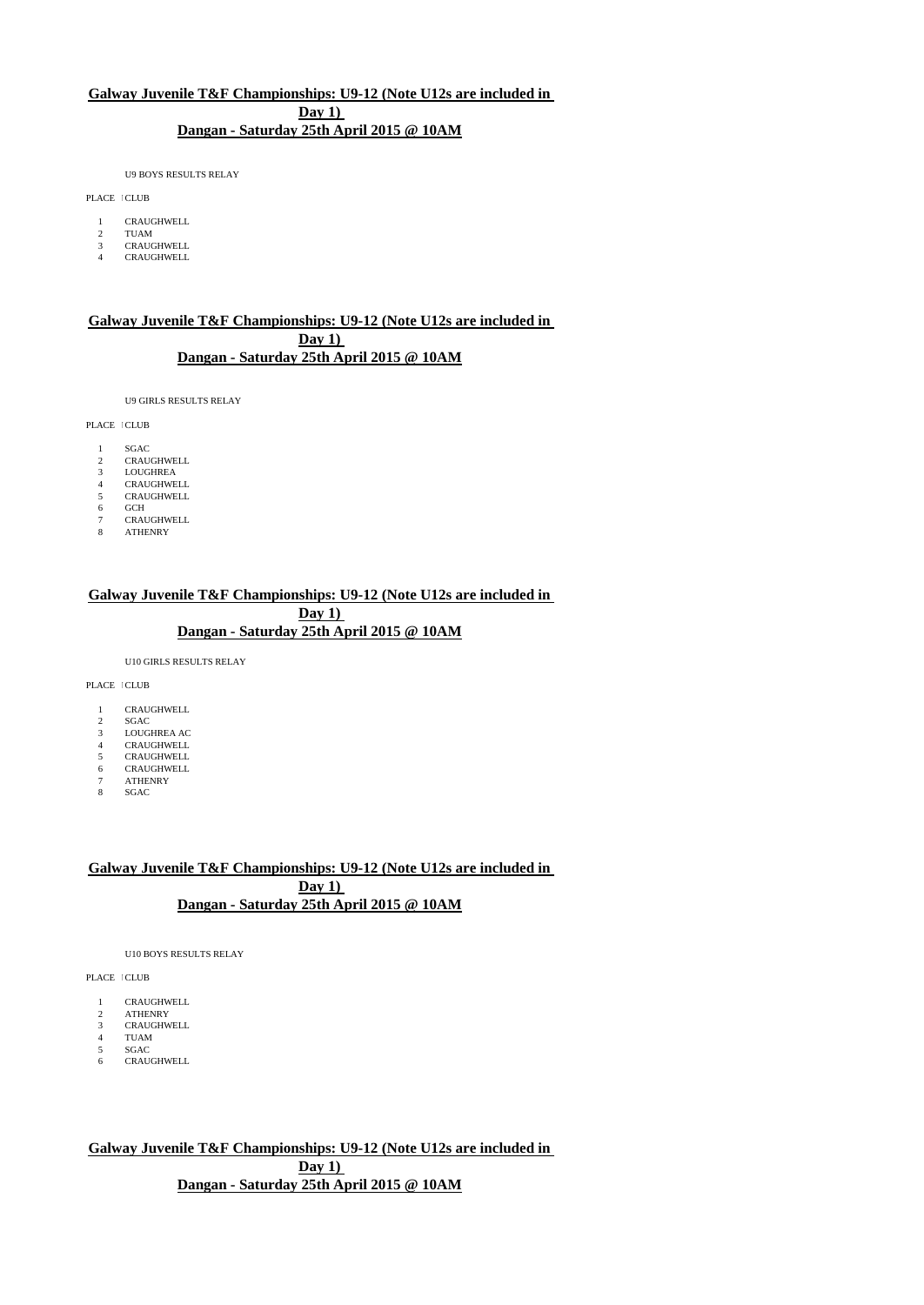**Galway Juvenile T&F Championships: U9-12 (Note U12s are included in Day 1)**
**Dangan - Saturday 25th April 2015 @ 10AM**

U9 BOYS RESULTS RELAY

| PLACE | CLUB |
| --- | --- |
| 1 | CRAUGHWELL |
| 2 | TUAM |
| 3 | CRAUGHWELL |
| 4 | CRAUGHWELL |

**Galway Juvenile T&F Championships: U9-12 (Note U12s are included in Day 1)**
**Dangan - Saturday 25th April 2015 @ 10AM**

U9 GIRLS RESULTS RELAY

| PLACE | CLUB |
| --- | --- |
| 1 | SGAC |
| 2 | CRAUGHWELL |
| 3 | LOUGHREA |
| 4 | CRAUGHWELL |
| 5 | CRAUGHWELL |
| 6 | GCH |
| 7 | CRAUGHWELL |
| 8 | ATHENRY |

**Galway Juvenile T&F Championships: U9-12 (Note U12s are included in Day 1)**
**Dangan - Saturday 25th April 2015 @ 10AM**

U10 GIRLS RESULTS RELAY

| PLACE | CLUB |
| --- | --- |
| 1 | CRAUGHWELL |
| 2 | SGAC |
| 3 | LOUGHREA AC |
| 4 | CRAUGHWELL |
| 5 | CRAUGHWELL |
| 6 | CRAUGHWELL |
| 7 | ATHENRY |
| 8 | SGAC |

**Galway Juvenile T&F Championships: U9-12 (Note U12s are included in Day 1)**
**Dangan - Saturday 25th April 2015 @ 10AM**

U10 BOYS RESULTS RELAY

| PLACE | CLUB |
| --- | --- |
| 1 | CRAUGHWELL |
| 2 | ATHENRY |
| 3 | CRAUGHWELL |
| 4 | TUAM |
| 5 | SGAC |
| 6 | CRAUGHWELL |

**Galway Juvenile T&F Championships: U9-12 (Note U12s are included in Day 1)**
**Dangan - Saturday 25th April 2015 @ 10AM**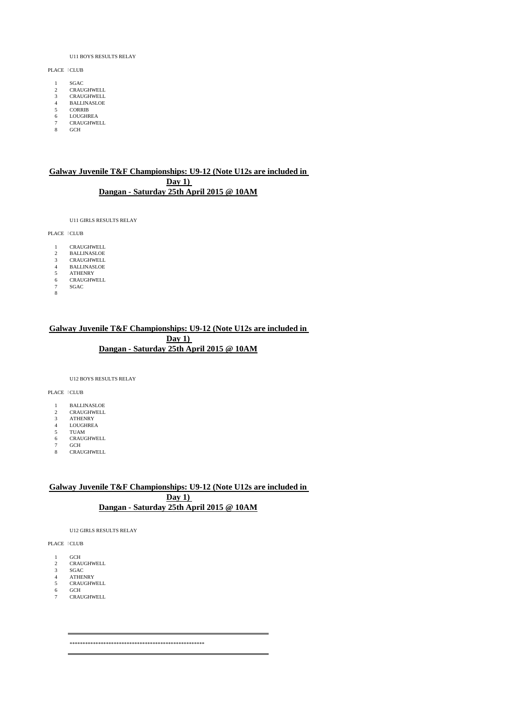U11 BOYS RESULTS RELAY

| PLACE | CLUB |
|---|---|
| 1 | SGAC |
| 2 | CRAUGHWELL |
| 3 | CRAUGHWELL |
| 4 | BALLINASLOE |
| 5 | CORRIB |
| 6 | LOUGHREA |
| 7 | CRAUGHWELL |
| 8 | GCH |

## Galway Juvenile T&F Championships: U9-12 (Note U12s are included in Day 1)
## Dangan - Saturday 25th April 2015 @ 10AM

U11 GIRLS RESULTS RELAY

| PLACE | CLUB |
|---|---|
| 1 | CRAUGHWELL |
| 2 | BALLINASLOE |
| 3 | CRAUGHWELL |
| 4 | BALLINASLOE |
| 5 | ATHENRY |
| 6 | CRAUGHWELL |
| 7 | SGAC |
| 8 | |

## Galway Juvenile T&F Championships: U9-12 (Note U12s are included in Day 1)
## Dangan - Saturday 25th April 2015 @ 10AM

U12 BOYS RESULTS RELAY

| PLACE | CLUB |
|---|---|
| 1 | BALLINASLOE |
| 2 | CRAUGHWELL |
| 3 | ATHENRY |
| 4 | LOUGHREA |
| 5 | TUAM |
| 6 | CRAUGHWELL |
| 7 | GCH |
| 8 | CRAUGHWELL |

## Galway Juvenile T&F Championships: U9-12 (Note U12s are included in Day 1)
## Dangan - Saturday 25th April 2015 @ 10AM

U12 GIRLS RESULTS RELAY

| PLACE | CLUB |
|---|---|
| 1 | GCH |
| 2 | CRAUGHWELL |
| 3 | SGAC |
| 4 | ATHENRY |
| 5 | CRAUGHWELL |
| 6 | GCH |
| 7 | CRAUGHWELL |

*****************************************************